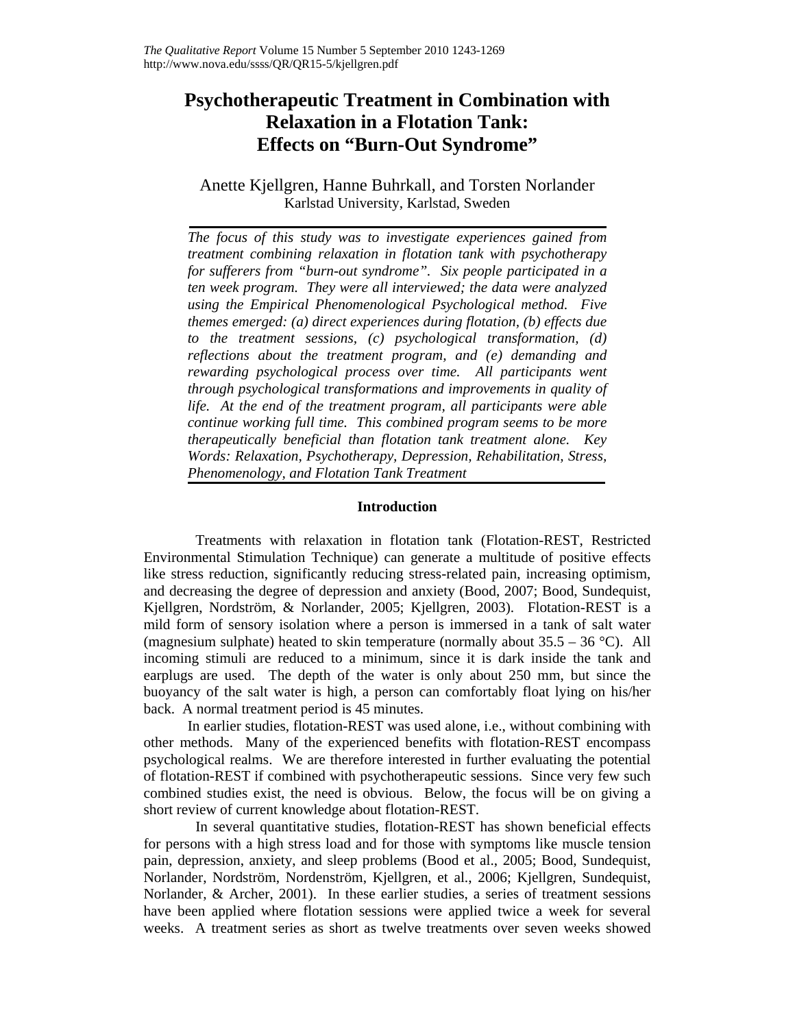# Psychotherapeutic Treatment in Combination with Relaxation in a Flotation Tank: Effects on "Burn-Out Syndrome"

Anette Kjellgren, Hanne Buhrkall, and Torsten Norlander
Karlstad University, Karlstad, Sweden

*The focus of this study was to investigate experiences gained from treatment combining relaxation in flotation tank with psychotherapy for sufferers from "burn-out syndrome". Six people participated in a ten week program. They were all interviewed; the data were analyzed using the Empirical Phenomenological Psychological method. Five themes emerged: (a) direct experiences during flotation, (b) effects due to the treatment sessions, (c) psychological transformation, (d) reflections about the treatment program, and (e) demanding and rewarding psychological process over time. All participants went through psychological transformations and improvements in quality of life. At the end of the treatment program, all participants were able continue working full time. This combined program seems to be more therapeutically beneficial than flotation tank treatment alone. Key Words: Relaxation, Psychotherapy, Depression, Rehabilitation, Stress, Phenomenology, and Flotation Tank Treatment*

## Introduction

Treatments with relaxation in flotation tank (Flotation-REST, Restricted Environmental Stimulation Technique) can generate a multitude of positive effects like stress reduction, significantly reducing stress-related pain, increasing optimism, and decreasing the degree of depression and anxiety (Bood, 2007; Bood, Sundequist, Kjellgren, Nordström, & Norlander, 2005; Kjellgren, 2003). Flotation-REST is a mild form of sensory isolation where a person is immersed in a tank of salt water (magnesium sulphate) heated to skin temperature (normally about 35.5 – 36 °C). All incoming stimuli are reduced to a minimum, since it is dark inside the tank and earplugs are used. The depth of the water is only about 250 mm, but since the buoyancy of the salt water is high, a person can comfortably float lying on his/her back. A normal treatment period is 45 minutes.

In earlier studies, flotation-REST was used alone, i.e., without combining with other methods. Many of the experienced benefits with flotation-REST encompass psychological realms. We are therefore interested in further evaluating the potential of flotation-REST if combined with psychotherapeutic sessions. Since very few such combined studies exist, the need is obvious. Below, the focus will be on giving a short review of current knowledge about flotation-REST.

In several quantitative studies, flotation-REST has shown beneficial effects for persons with a high stress load and for those with symptoms like muscle tension pain, depression, anxiety, and sleep problems (Bood et al., 2005; Bood, Sundequist, Norlander, Nordström, Nordenström, Kjellgren, et al., 2006; Kjellgren, Sundequist, Norlander, & Archer, 2001). In these earlier studies, a series of treatment sessions have been applied where flotation sessions were applied twice a week for several weeks. A treatment series as short as twelve treatments over seven weeks showed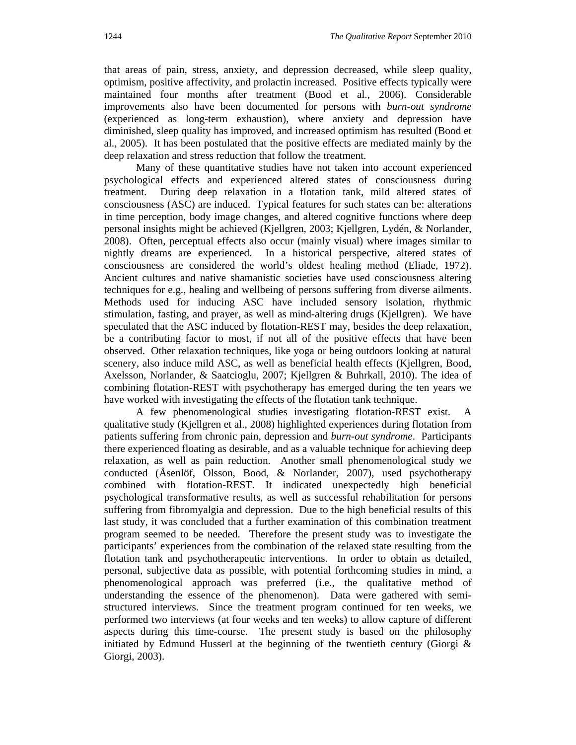that areas of pain, stress, anxiety, and depression decreased, while sleep quality, optimism, positive affectivity, and prolactin increased. Positive effects typically were maintained four months after treatment (Bood et al., 2006). Considerable improvements also have been documented for persons with *burn-out syndrome* (experienced as long-term exhaustion), where anxiety and depression have diminished, sleep quality has improved, and increased optimism has resulted (Bood et al., 2005). It has been postulated that the positive effects are mediated mainly by the deep relaxation and stress reduction that follow the treatment.

Many of these quantitative studies have not taken into account experienced psychological effects and experienced altered states of consciousness during treatment. During deep relaxation in a flotation tank, mild altered states of consciousness (ASC) are induced. Typical features for such states can be: alterations in time perception, body image changes, and altered cognitive functions where deep personal insights might be achieved (Kjellgren, 2003; Kjellgren, Lydén, & Norlander, 2008). Often, perceptual effects also occur (mainly visual) where images similar to nightly dreams are experienced. In a historical perspective, altered states of consciousness are considered the world's oldest healing method (Eliade, 1972). Ancient cultures and native shamanistic societies have used consciousness altering techniques for e.g., healing and wellbeing of persons suffering from diverse ailments. Methods used for inducing ASC have included sensory isolation, rhythmic stimulation, fasting, and prayer, as well as mind-altering drugs (Kjellgren). We have speculated that the ASC induced by flotation-REST may, besides the deep relaxation, be a contributing factor to most, if not all of the positive effects that have been observed. Other relaxation techniques, like yoga or being outdoors looking at natural scenery, also induce mild ASC, as well as beneficial health effects (Kjellgren, Bood, Axelsson, Norlander, & Saatcioglu, 2007; Kjellgren & Buhrkall, 2010). The idea of combining flotation-REST with psychotherapy has emerged during the ten years we have worked with investigating the effects of the flotation tank technique.

A few phenomenological studies investigating flotation-REST exist. A qualitative study (Kjellgren et al., 2008) highlighted experiences during flotation from patients suffering from chronic pain, depression and *burn-out syndrome*. Participants there experienced floating as desirable, and as a valuable technique for achieving deep relaxation, as well as pain reduction. Another small phenomenological study we conducted (Åsenlöf, Olsson, Bood, & Norlander, 2007), used psychotherapy combined with flotation-REST. It indicated unexpectedly high beneficial psychological transformative results, as well as successful rehabilitation for persons suffering from fibromyalgia and depression. Due to the high beneficial results of this last study, it was concluded that a further examination of this combination treatment program seemed to be needed. Therefore the present study was to investigate the participants' experiences from the combination of the relaxed state resulting from the flotation tank and psychotherapeutic interventions. In order to obtain as detailed, personal, subjective data as possible, with potential forthcoming studies in mind, a phenomenological approach was preferred (i.e., the qualitative method of understanding the essence of the phenomenon). Data were gathered with semi-structured interviews. Since the treatment program continued for ten weeks, we performed two interviews (at four weeks and ten weeks) to allow capture of different aspects during this time-course. The present study is based on the philosophy initiated by Edmund Husserl at the beginning of the twentieth century (Giorgi & Giorgi, 2003).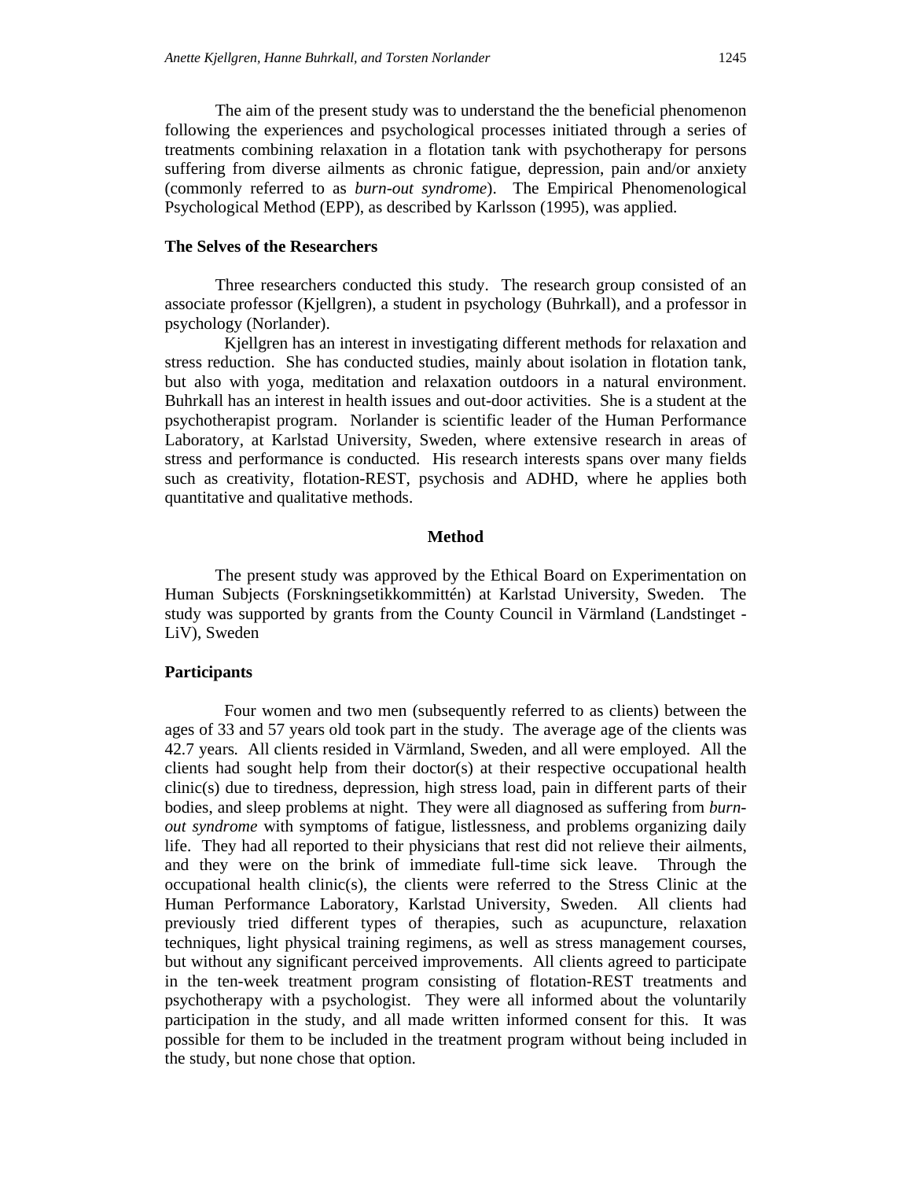The aim of the present study was to understand the the beneficial phenomenon following the experiences and psychological processes initiated through a series of treatments combining relaxation in a flotation tank with psychotherapy for persons suffering from diverse ailments as chronic fatigue, depression, pain and/or anxiety (commonly referred to as *burn-out syndrome*). The Empirical Phenomenological Psychological Method (EPP), as described by Karlsson (1995), was applied.

### The Selves of the Researchers

Three researchers conducted this study. The research group consisted of an associate professor (Kjellgren), a student in psychology (Buhrkall), and a professor in psychology (Norlander).

Kjellgren has an interest in investigating different methods for relaxation and stress reduction. She has conducted studies, mainly about isolation in flotation tank, but also with yoga, meditation and relaxation outdoors in a natural environment. Buhrkall has an interest in health issues and out-door activities. She is a student at the psychotherapist program. Norlander is scientific leader of the Human Performance Laboratory, at Karlstad University, Sweden, where extensive research in areas of stress and performance is conducted. His research interests spans over many fields such as creativity, flotation-REST, psychosis and ADHD, where he applies both quantitative and qualitative methods.

## Method

The present study was approved by the Ethical Board on Experimentation on Human Subjects (Forskningsetikkommittén) at Karlstad University, Sweden. The study was supported by grants from the County Council in Värmland (Landstinget - LiV), Sweden

### Participants

Four women and two men (subsequently referred to as clients) between the ages of 33 and 57 years old took part in the study. The average age of the clients was 42.7 years. All clients resided in Värmland, Sweden, and all were employed. All the clients had sought help from their doctor(s) at their respective occupational health clinic(s) due to tiredness, depression, high stress load, pain in different parts of their bodies, and sleep problems at night. They were all diagnosed as suffering from *burn-out syndrome* with symptoms of fatigue, listlessness, and problems organizing daily life. They had all reported to their physicians that rest did not relieve their ailments, and they were on the brink of immediate full-time sick leave. Through the occupational health clinic(s), the clients were referred to the Stress Clinic at the Human Performance Laboratory, Karlstad University, Sweden. All clients had previously tried different types of therapies, such as acupuncture, relaxation techniques, light physical training regimens, as well as stress management courses, but without any significant perceived improvements. All clients agreed to participate in the ten-week treatment program consisting of flotation-REST treatments and psychotherapy with a psychologist. They were all informed about the voluntarily participation in the study, and all made written informed consent for this. It was possible for them to be included in the treatment program without being included in the study, but none chose that option.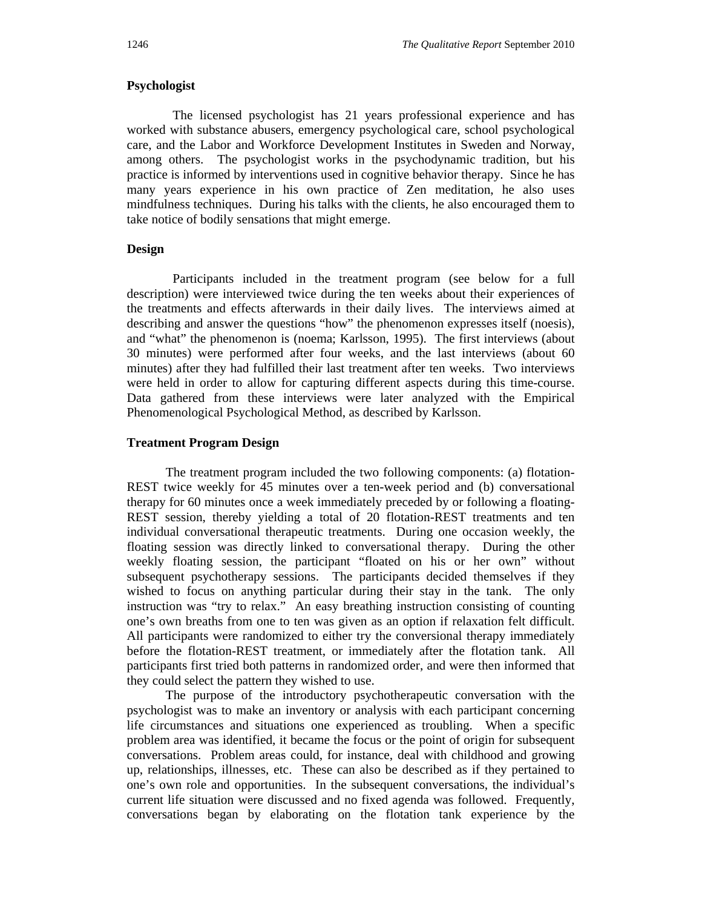### Psychologist

The licensed psychologist has 21 years professional experience and has worked with substance abusers, emergency psychological care, school psychological care, and the Labor and Workforce Development Institutes in Sweden and Norway, among others. The psychologist works in the psychodynamic tradition, but his practice is informed by interventions used in cognitive behavior therapy. Since he has many years experience in his own practice of Zen meditation, he also uses mindfulness techniques. During his talks with the clients, he also encouraged them to take notice of bodily sensations that might emerge.

### Design

Participants included in the treatment program (see below for a full description) were interviewed twice during the ten weeks about their experiences of the treatments and effects afterwards in their daily lives. The interviews aimed at describing and answer the questions "how" the phenomenon expresses itself (noesis), and "what" the phenomenon is (noema; Karlsson, 1995). The first interviews (about 30 minutes) were performed after four weeks, and the last interviews (about 60 minutes) after they had fulfilled their last treatment after ten weeks. Two interviews were held in order to allow for capturing different aspects during this time-course. Data gathered from these interviews were later analyzed with the Empirical Phenomenological Psychological Method, as described by Karlsson.

### Treatment Program Design

The treatment program included the two following components: (a) flotation-REST twice weekly for 45 minutes over a ten-week period and (b) conversational therapy for 60 minutes once a week immediately preceded by or following a floating-REST session, thereby yielding a total of 20 flotation-REST treatments and ten individual conversational therapeutic treatments. During one occasion weekly, the floating session was directly linked to conversational therapy. During the other weekly floating session, the participant "floated on his or her own" without subsequent psychotherapy sessions. The participants decided themselves if they wished to focus on anything particular during their stay in the tank. The only instruction was "try to relax." An easy breathing instruction consisting of counting one's own breaths from one to ten was given as an option if relaxation felt difficult. All participants were randomized to either try the conversional therapy immediately before the flotation-REST treatment, or immediately after the flotation tank. All participants first tried both patterns in randomized order, and were then informed that they could select the pattern they wished to use.

The purpose of the introductory psychotherapeutic conversation with the psychologist was to make an inventory or analysis with each participant concerning life circumstances and situations one experienced as troubling. When a specific problem area was identified, it became the focus or the point of origin for subsequent conversations. Problem areas could, for instance, deal with childhood and growing up, relationships, illnesses, etc. These can also be described as if they pertained to one's own role and opportunities. In the subsequent conversations, the individual's current life situation were discussed and no fixed agenda was followed. Frequently, conversations began by elaborating on the flotation tank experience by the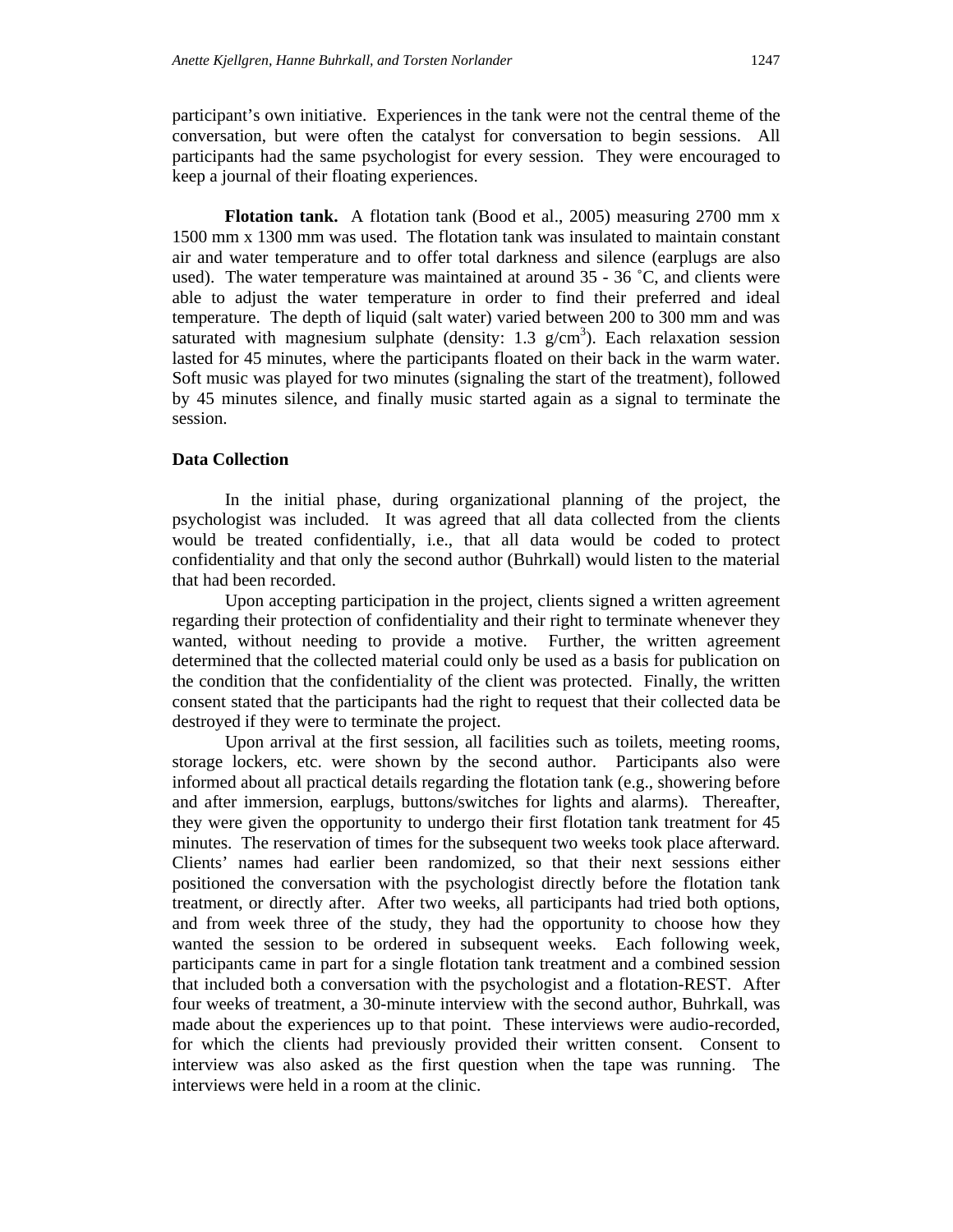participant's own initiative. Experiences in the tank were not the central theme of the conversation, but were often the catalyst for conversation to begin sessions. All participants had the same psychologist for every session. They were encouraged to keep a journal of their floating experiences.

**Flotation tank.** A flotation tank (Bood et al., 2005) measuring 2700 mm x 1500 mm x 1300 mm was used. The flotation tank was insulated to maintain constant air and water temperature and to offer total darkness and silence (earplugs are also used). The water temperature was maintained at around 35 - 36 ˚C, and clients were able to adjust the water temperature in order to find their preferred and ideal temperature. The depth of liquid (salt water) varied between 200 to 300 mm and was saturated with magnesium sulphate (density: 1.3 $g/cm^3$). Each relaxation session lasted for 45 minutes, where the participants floated on their back in the warm water. Soft music was played for two minutes (signaling the start of the treatment), followed by 45 minutes silence, and finally music started again as a signal to terminate the session.

### Data Collection

In the initial phase, during organizational planning of the project, the psychologist was included. It was agreed that all data collected from the clients would be treated confidentially, i.e., that all data would be coded to protect confidentiality and that only the second author (Buhrkall) would listen to the material that had been recorded.

Upon accepting participation in the project, clients signed a written agreement regarding their protection of confidentiality and their right to terminate whenever they wanted, without needing to provide a motive. Further, the written agreement determined that the collected material could only be used as a basis for publication on the condition that the confidentiality of the client was protected. Finally, the written consent stated that the participants had the right to request that their collected data be destroyed if they were to terminate the project.

Upon arrival at the first session, all facilities such as toilets, meeting rooms, storage lockers, etc. were shown by the second author. Participants also were informed about all practical details regarding the flotation tank (e.g., showering before and after immersion, earplugs, buttons/switches for lights and alarms). Thereafter, they were given the opportunity to undergo their first flotation tank treatment for 45 minutes. The reservation of times for the subsequent two weeks took place afterward. Clients' names had earlier been randomized, so that their next sessions either positioned the conversation with the psychologist directly before the flotation tank treatment, or directly after. After two weeks, all participants had tried both options, and from week three of the study, they had the opportunity to choose how they wanted the session to be ordered in subsequent weeks. Each following week, participants came in part for a single flotation tank treatment and a combined session that included both a conversation with the psychologist and a flotation-REST. After four weeks of treatment, a 30-minute interview with the second author, Buhrkall, was made about the experiences up to that point. These interviews were audio-recorded, for which the clients had previously provided their written consent. Consent to interview was also asked as the first question when the tape was running. The interviews were held in a room at the clinic.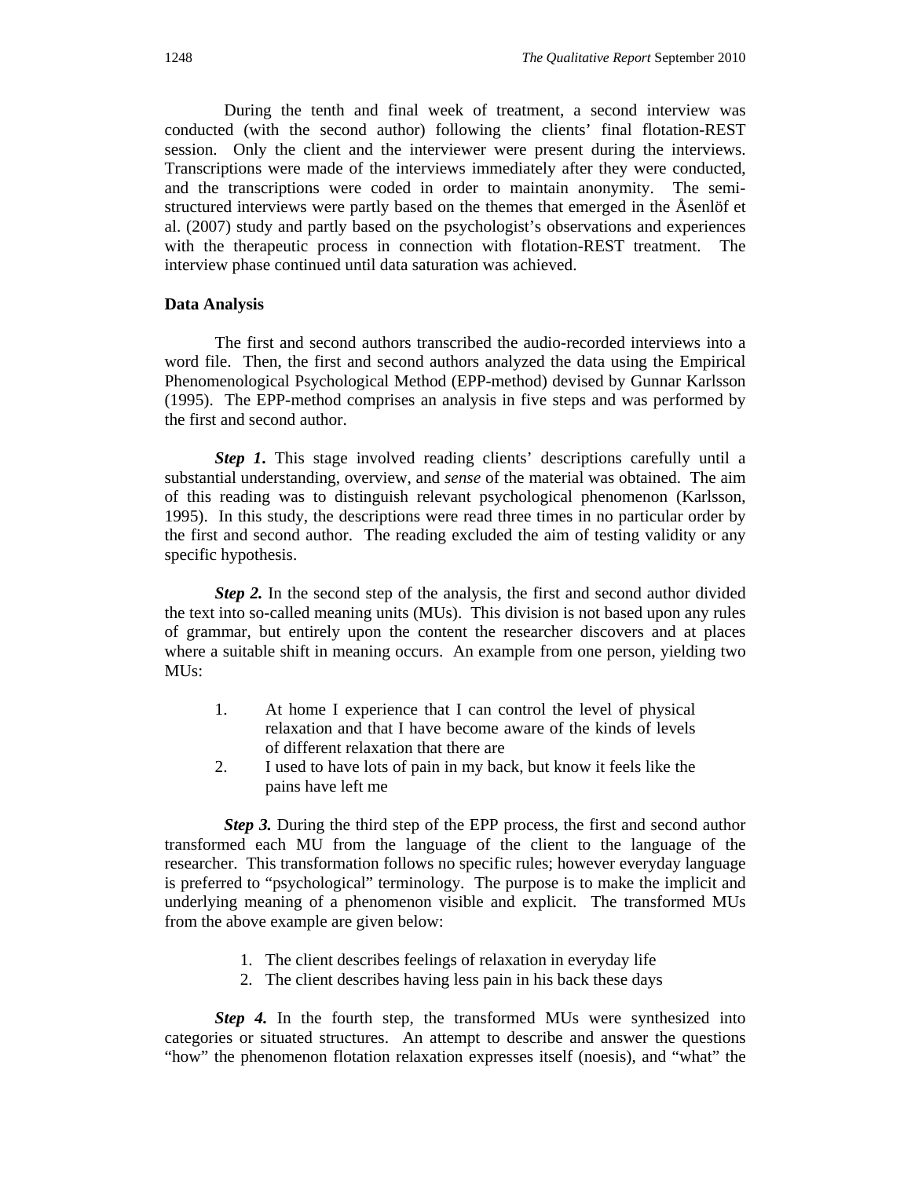During the tenth and final week of treatment, a second interview was conducted (with the second author) following the clients' final flotation-REST session. Only the client and the interviewer were present during the interviews. Transcriptions were made of the interviews immediately after they were conducted, and the transcriptions were coded in order to maintain anonymity. The semi-structured interviews were partly based on the themes that emerged in the Åsenlöf et al. (2007) study and partly based on the psychologist's observations and experiences with the therapeutic process in connection with flotation-REST treatment. The interview phase continued until data saturation was achieved.

### Data Analysis

The first and second authors transcribed the audio-recorded interviews into a word file. Then, the first and second authors analyzed the data using the Empirical Phenomenological Psychological Method (EPP-method) devised by Gunnar Karlsson (1995). The EPP-method comprises an analysis in five steps and was performed by the first and second author.

***Step 1.*** This stage involved reading clients' descriptions carefully until a substantial understanding, overview, and *sense* of the material was obtained. The aim of this reading was to distinguish relevant psychological phenomenon (Karlsson, 1995). In this study, the descriptions were read three times in no particular order by the first and second author. The reading excluded the aim of testing validity or any specific hypothesis.

***Step 2.*** In the second step of the analysis, the first and second author divided the text into so-called meaning units (MUs). This division is not based upon any rules of grammar, but entirely upon the content the researcher discovers and at places where a suitable shift in meaning occurs. An example from one person, yielding two MUs:

1. At home I experience that I can control the level of physical relaxation and that I have become aware of the kinds of levels of different relaxation that there are
2. I used to have lots of pain in my back, but know it feels like the pains have left me

***Step 3.*** During the third step of the EPP process, the first and second author transformed each MU from the language of the client to the language of the researcher. This transformation follows no specific rules; however everyday language is preferred to "psychological" terminology. The purpose is to make the implicit and underlying meaning of a phenomenon visible and explicit. The transformed MUs from the above example are given below:

1. The client describes feelings of relaxation in everyday life
2. The client describes having less pain in his back these days

***Step 4.*** In the fourth step, the transformed MUs were synthesized into categories or situated structures. An attempt to describe and answer the questions "how" the phenomenon flotation relaxation expresses itself (noesis), and "what" the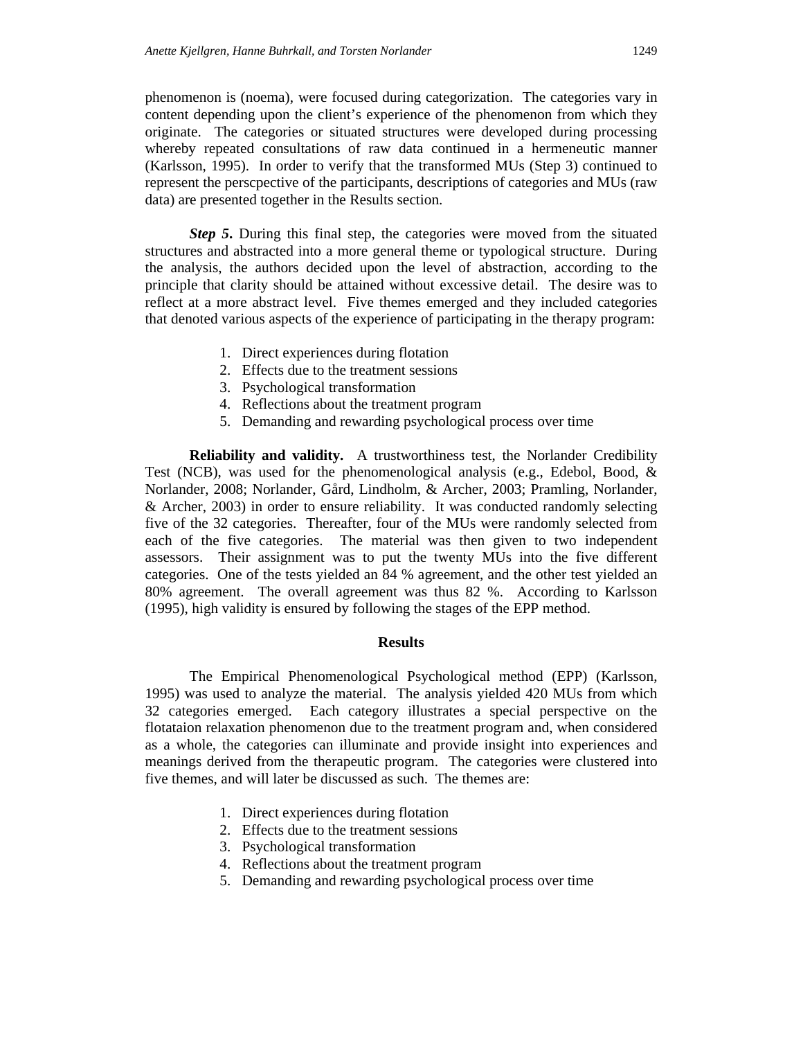phenomenon is (noema), were focused during categorization. The categories vary in content depending upon the client's experience of the phenomenon from which they originate. The categories or situated structures were developed during processing whereby repeated consultations of raw data continued in a hermeneutic manner (Karlsson, 1995). In order to verify that the transformed MUs (Step 3) continued to represent the perscpective of the participants, descriptions of categories and MUs (raw data) are presented together in the Results section.

***Step 5***. During this final step, the categories were moved from the situated structures and abstracted into a more general theme or typological structure. During the analysis, the authors decided upon the level of abstraction, according to the principle that clarity should be attained without excessive detail. The desire was to reflect at a more abstract level. Five themes emerged and they included categories that denoted various aspects of the experience of participating in the therapy program:

1. Direct experiences during flotation
2. Effects due to the treatment sessions
3. Psychological transformation
4. Reflections about the treatment program
5. Demanding and rewarding psychological process over time

**Reliability and validity.** A trustworthiness test, the Norlander Credibility Test (NCB), was used for the phenomenological analysis (e.g., Edebol, Bood, & Norlander, 2008; Norlander, Gård, Lindholm, & Archer, 2003; Pramling, Norlander, & Archer, 2003) in order to ensure reliability. It was conducted randomly selecting five of the 32 categories. Thereafter, four of the MUs were randomly selected from each of the five categories. The material was then given to two independent assessors. Their assignment was to put the twenty MUs into the five different categories. One of the tests yielded an 84 % agreement, and the other test yielded an 80% agreement. The overall agreement was thus 82 %. According to Karlsson (1995), high validity is ensured by following the stages of the EPP method.

## Results

The Empirical Phenomenological Psychological method (EPP) (Karlsson, 1995) was used to analyze the material. The analysis yielded 420 MUs from which 32 categories emerged. Each category illustrates a special perspective on the flotataion relaxation phenomenon due to the treatment program and, when considered as a whole, the categories can illuminate and provide insight into experiences and meanings derived from the therapeutic program. The categories were clustered into five themes, and will later be discussed as such. The themes are:

1. Direct experiences during flotation
2. Effects due to the treatment sessions
3. Psychological transformation
4. Reflections about the treatment program
5. Demanding and rewarding psychological process over time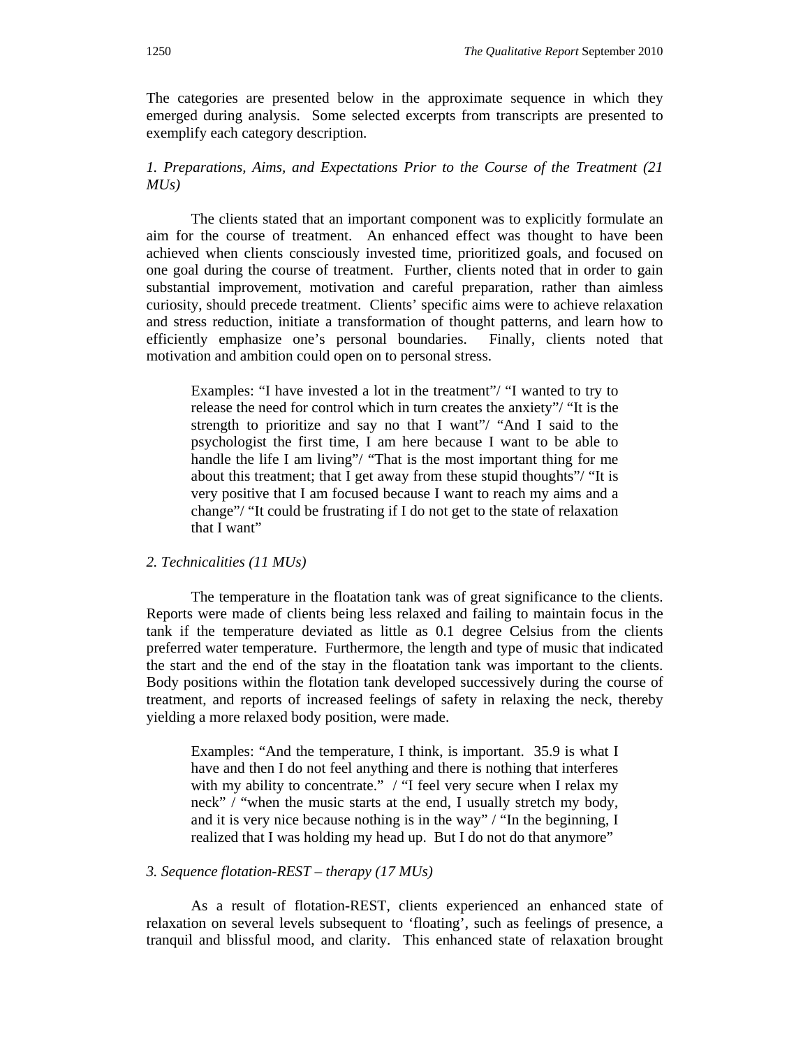The categories are presented below in the approximate sequence in which they emerged during analysis. Some selected excerpts from transcripts are presented to exemplify each category description.

*1. Preparations, Aims, and Expectations Prior to the Course of the Treatment (21 MUs)*

The clients stated that an important component was to explicitly formulate an aim for the course of treatment. An enhanced effect was thought to have been achieved when clients consciously invested time, prioritized goals, and focused on one goal during the course of treatment. Further, clients noted that in order to gain substantial improvement, motivation and careful preparation, rather than aimless curiosity, should precede treatment. Clients' specific aims were to achieve relaxation and stress reduction, initiate a transformation of thought patterns, and learn how to efficiently emphasize one's personal boundaries. Finally, clients noted that motivation and ambition could open on to personal stress.

> Examples: "I have invested a lot in the treatment"/ "I wanted to try to release the need for control which in turn creates the anxiety"/ "It is the strength to prioritize and say no that I want"/ "And I said to the psychologist the first time, I am here because I want to be able to handle the life I am living"/ "That is the most important thing for me about this treatment; that I get away from these stupid thoughts"/ "It is very positive that I am focused because I want to reach my aims and a change"/ "It could be frustrating if I do not get to the state of relaxation that I want"

*2. Technicalities (11 MUs)*

The temperature in the floatation tank was of great significance to the clients. Reports were made of clients being less relaxed and failing to maintain focus in the tank if the temperature deviated as little as 0.1 degree Celsius from the clients preferred water temperature. Furthermore, the length and type of music that indicated the start and the end of the stay in the floatation tank was important to the clients. Body positions within the flotation tank developed successively during the course of treatment, and reports of increased feelings of safety in relaxing the neck, thereby yielding a more relaxed body position, were made.

> Examples: "And the temperature, I think, is important. 35.9 is what I have and then I do not feel anything and there is nothing that interferes with my ability to concentrate." / "I feel very secure when I relax my neck" / "when the music starts at the end, I usually stretch my body, and it is very nice because nothing is in the way" / "In the beginning, I realized that I was holding my head up. But I do not do that anymore"

*3. Sequence flotation-REST – therapy (17 MUs)*

As a result of flotation-REST, clients experienced an enhanced state of relaxation on several levels subsequent to 'floating', such as feelings of presence, a tranquil and blissful mood, and clarity. This enhanced state of relaxation brought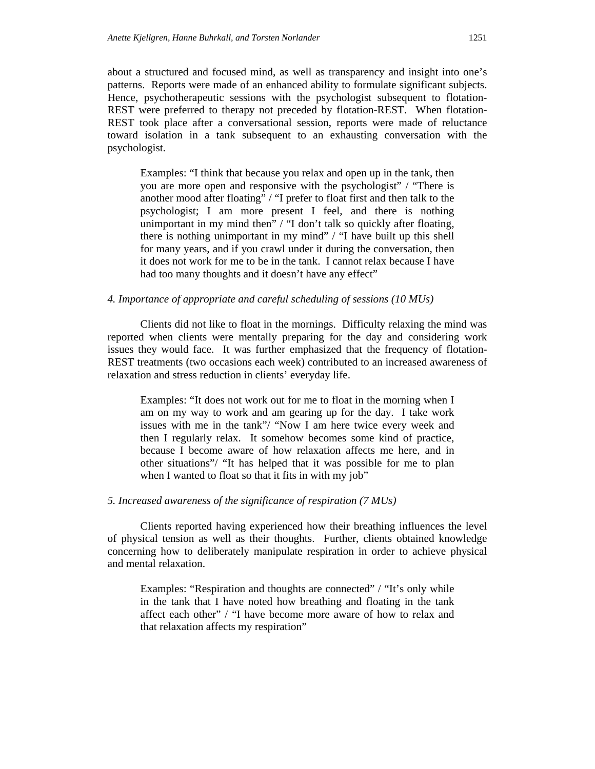about a structured and focused mind, as well as transparency and insight into one's patterns. Reports were made of an enhanced ability to formulate significant subjects. Hence, psychotherapeutic sessions with the psychologist subsequent to flotation-REST were preferred to therapy not preceded by flotation-REST. When flotation-REST took place after a conversational session, reports were made of reluctance toward isolation in a tank subsequent to an exhausting conversation with the psychologist.

> Examples: "I think that because you relax and open up in the tank, then you are more open and responsive with the psychologist" / "There is another mood after floating" / "I prefer to float first and then talk to the psychologist; I am more present I feel, and there is nothing unimportant in my mind then" / "I don't talk so quickly after floating, there is nothing unimportant in my mind" / "I have built up this shell for many years, and if you crawl under it during the conversation, then it does not work for me to be in the tank. I cannot relax because I have had too many thoughts and it doesn't have any effect"

*4. Importance of appropriate and careful scheduling of sessions (10 MUs)*

Clients did not like to float in the mornings. Difficulty relaxing the mind was reported when clients were mentally preparing for the day and considering work issues they would face. It was further emphasized that the frequency of flotation-REST treatments (two occasions each week) contributed to an increased awareness of relaxation and stress reduction in clients' everyday life.

> Examples: "It does not work out for me to float in the morning when I am on my way to work and am gearing up for the day. I take work issues with me in the tank"/ "Now I am here twice every week and then I regularly relax. It somehow becomes some kind of practice, because I become aware of how relaxation affects me here, and in other situations"/ "It has helped that it was possible for me to plan when I wanted to float so that it fits in with my job"

*5. Increased awareness of the significance of respiration (7 MUs)*

Clients reported having experienced how their breathing influences the level of physical tension as well as their thoughts. Further, clients obtained knowledge concerning how to deliberately manipulate respiration in order to achieve physical and mental relaxation.

> Examples: "Respiration and thoughts are connected" / "It's only while in the tank that I have noted how breathing and floating in the tank affect each other" / "I have become more aware of how to relax and that relaxation affects my respiration"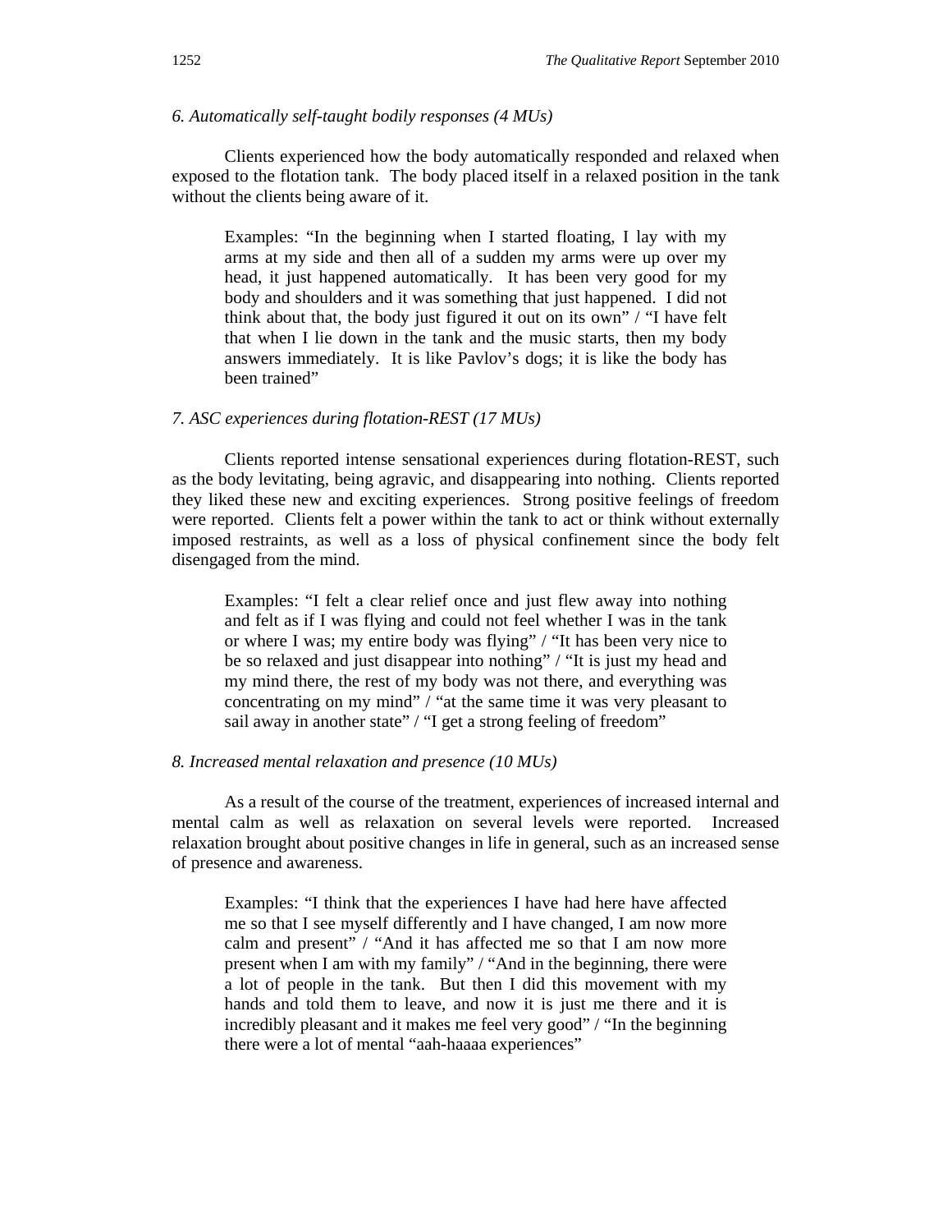*6. Automatically self-taught bodily responses (4 MUs)*

Clients experienced how the body automatically responded and relaxed when exposed to the flotation tank. The body placed itself in a relaxed position in the tank without the clients being aware of it.

> Examples: "In the beginning when I started floating, I lay with my arms at my side and then all of a sudden my arms were up over my head, it just happened automatically. It has been very good for my body and shoulders and it was something that just happened. I did not think about that, the body just figured it out on its own" / "I have felt that when I lie down in the tank and the music starts, then my body answers immediately. It is like Pavlov's dogs; it is like the body has been trained"

*7. ASC experiences during flotation-REST (17 MUs)*

Clients reported intense sensational experiences during flotation-REST, such as the body levitating, being agravic, and disappearing into nothing. Clients reported they liked these new and exciting experiences. Strong positive feelings of freedom were reported. Clients felt a power within the tank to act or think without externally imposed restraints, as well as a loss of physical confinement since the body felt disengaged from the mind.

> Examples: "I felt a clear relief once and just flew away into nothing and felt as if I was flying and could not feel whether I was in the tank or where I was; my entire body was flying" / "It has been very nice to be so relaxed and just disappear into nothing" / "It is just my head and my mind there, the rest of my body was not there, and everything was concentrating on my mind" / "at the same time it was very pleasant to sail away in another state" / "I get a strong feeling of freedom"

*8. Increased mental relaxation and presence (10 MUs)*

As a result of the course of the treatment, experiences of increased internal and mental calm as well as relaxation on several levels were reported. Increased relaxation brought about positive changes in life in general, such as an increased sense of presence and awareness.

> Examples: "I think that the experiences I have had here have affected me so that I see myself differently and I have changed, I am now more calm and present" / "And it has affected me so that I am now more present when I am with my family" / "And in the beginning, there were a lot of people in the tank. But then I did this movement with my hands and told them to leave, and now it is just me there and it is incredibly pleasant and it makes me feel very good" / "In the beginning there were a lot of mental "aah-haaaa experiences"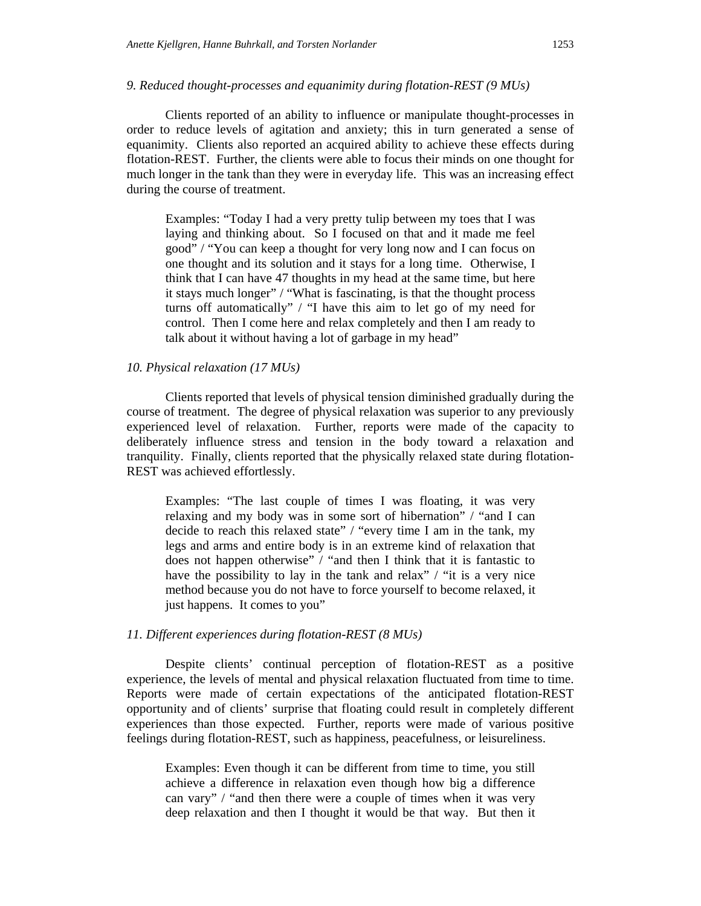*9. Reduced thought-processes and equanimity during flotation-REST (9 MUs)*

Clients reported of an ability to influence or manipulate thought-processes in order to reduce levels of agitation and anxiety; this in turn generated a sense of equanimity. Clients also reported an acquired ability to achieve these effects during flotation-REST. Further, the clients were able to focus their minds on one thought for much longer in the tank than they were in everyday life. This was an increasing effect during the course of treatment.

> Examples: "Today I had a very pretty tulip between my toes that I was laying and thinking about. So I focused on that and it made me feel good" / "You can keep a thought for very long now and I can focus on one thought and its solution and it stays for a long time. Otherwise, I think that I can have 47 thoughts in my head at the same time, but here it stays much longer" / "What is fascinating, is that the thought process turns off automatically" / "I have this aim to let go of my need for control. Then I come here and relax completely and then I am ready to talk about it without having a lot of garbage in my head"

*10. Physical relaxation (17 MUs)*

Clients reported that levels of physical tension diminished gradually during the course of treatment. The degree of physical relaxation was superior to any previously experienced level of relaxation. Further, reports were made of the capacity to deliberately influence stress and tension in the body toward a relaxation and tranquility. Finally, clients reported that the physically relaxed state during flotation-REST was achieved effortlessly.

> Examples: "The last couple of times I was floating, it was very relaxing and my body was in some sort of hibernation" / "and I can decide to reach this relaxed state" / "every time I am in the tank, my legs and arms and entire body is in an extreme kind of relaxation that does not happen otherwise" / "and then I think that it is fantastic to have the possibility to lay in the tank and relax" / "it is a very nice method because you do not have to force yourself to become relaxed, it just happens. It comes to you"

*11. Different experiences during flotation-REST (8 MUs)*

Despite clients' continual perception of flotation-REST as a positive experience, the levels of mental and physical relaxation fluctuated from time to time. Reports were made of certain expectations of the anticipated flotation-REST opportunity and of clients' surprise that floating could result in completely different experiences than those expected. Further, reports were made of various positive feelings during flotation-REST, such as happiness, peacefulness, or leisureliness.

> Examples: Even though it can be different from time to time, you still achieve a difference in relaxation even though how big a difference can vary" / "and then there were a couple of times when it was very deep relaxation and then I thought it would be that way. But then it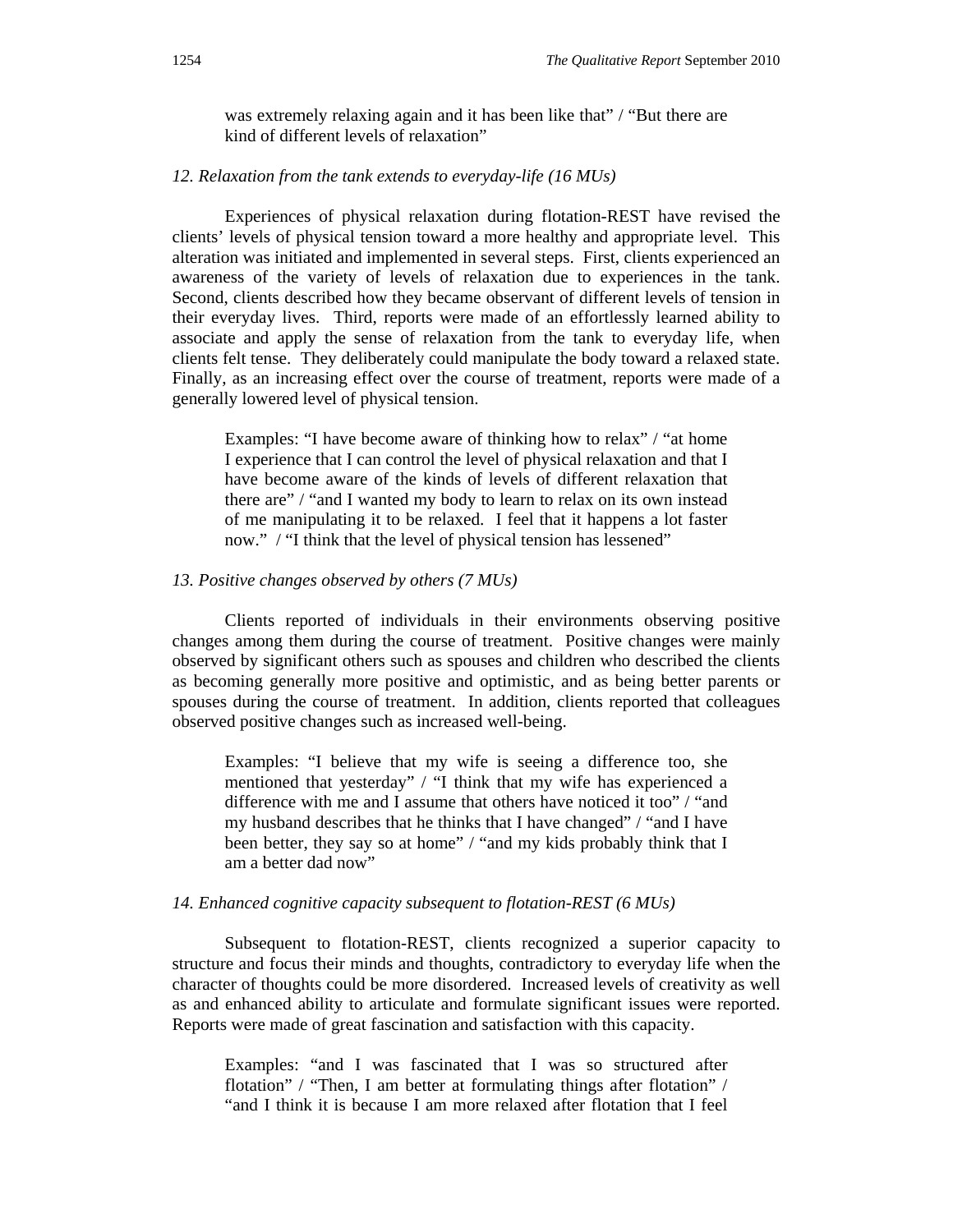> was extremely relaxing again and it has been like that" / "But there are kind of different levels of relaxation"

*12. Relaxation from the tank extends to everyday-life (16 MUs)*

Experiences of physical relaxation during flotation-REST have revised the clients' levels of physical tension toward a more healthy and appropriate level. This alteration was initiated and implemented in several steps. First, clients experienced an awareness of the variety of levels of relaxation due to experiences in the tank. Second, clients described how they became observant of different levels of tension in their everyday lives. Third, reports were made of an effortlessly learned ability to associate and apply the sense of relaxation from the tank to everyday life, when clients felt tense. They deliberately could manipulate the body toward a relaxed state. Finally, as an increasing effect over the course of treatment, reports were made of a generally lowered level of physical tension.

> Examples: "I have become aware of thinking how to relax" / "at home I experience that I can control the level of physical relaxation and that I have become aware of the kinds of levels of different relaxation that there are" / "and I wanted my body to learn to relax on its own instead of me manipulating it to be relaxed. I feel that it happens a lot faster now." / "I think that the level of physical tension has lessened"

*13. Positive changes observed by others (7 MUs)*

Clients reported of individuals in their environments observing positive changes among them during the course of treatment. Positive changes were mainly observed by significant others such as spouses and children who described the clients as becoming generally more positive and optimistic, and as being better parents or spouses during the course of treatment. In addition, clients reported that colleagues observed positive changes such as increased well-being.

> Examples: "I believe that my wife is seeing a difference too, she mentioned that yesterday" / "I think that my wife has experienced a difference with me and I assume that others have noticed it too" / "and my husband describes that he thinks that I have changed" / "and I have been better, they say so at home" / "and my kids probably think that I am a better dad now"

*14. Enhanced cognitive capacity subsequent to flotation-REST (6 MUs)*

Subsequent to flotation-REST, clients recognized a superior capacity to structure and focus their minds and thoughts, contradictory to everyday life when the character of thoughts could be more disordered. Increased levels of creativity as well as and enhanced ability to articulate and formulate significant issues were reported. Reports were made of great fascination and satisfaction with this capacity.

> Examples: "and I was fascinated that I was so structured after flotation" / "Then, I am better at formulating things after flotation" / "and I think it is because I am more relaxed after flotation that I feel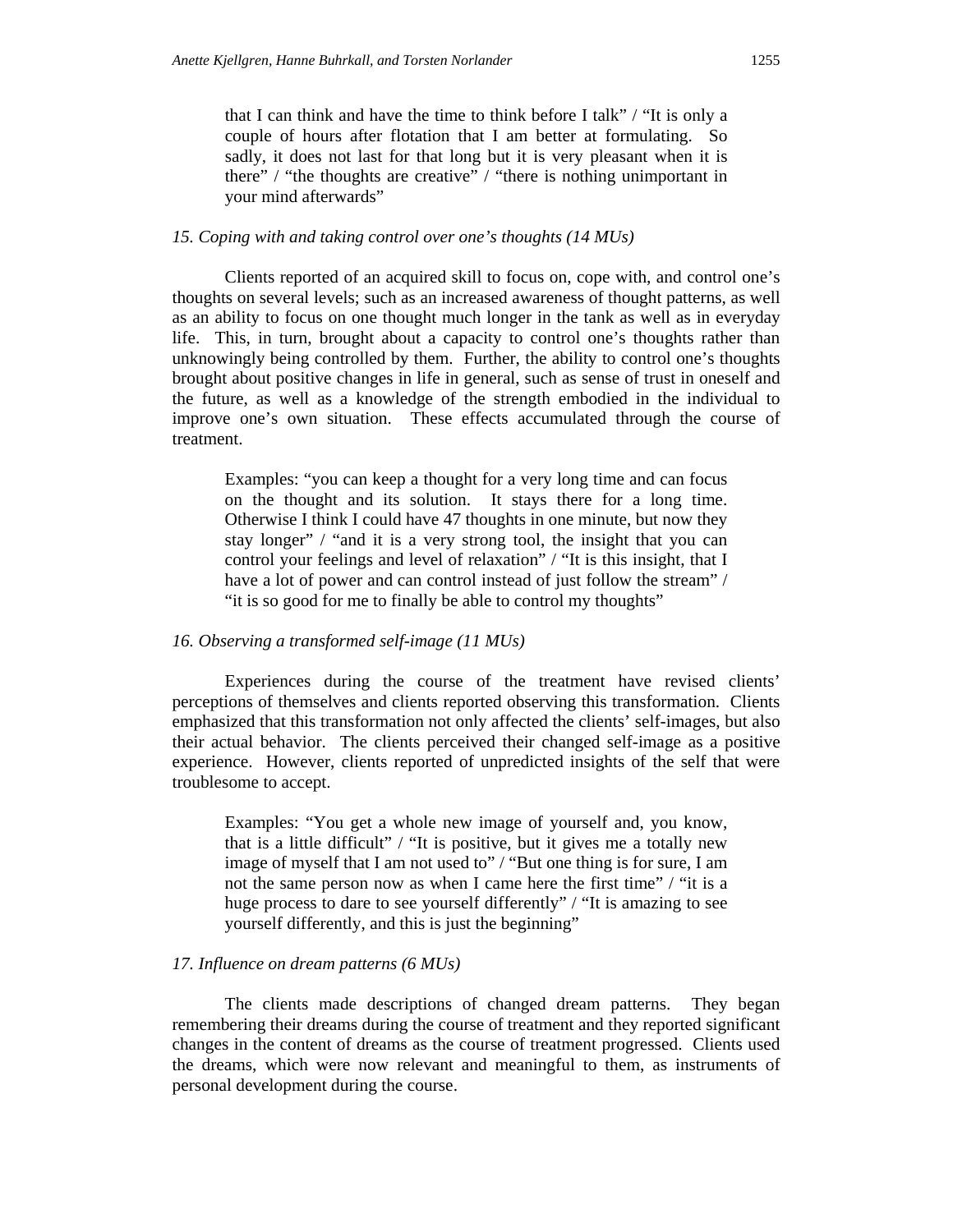> that I can think and have the time to think before I talk" / "It is only a couple of hours after flotation that I am better at formulating. So sadly, it does not last for that long but it is very pleasant when it is there" / "the thoughts are creative" / "there is nothing unimportant in your mind afterwards"

*15. Coping with and taking control over one's thoughts (14 MUs)*

Clients reported of an acquired skill to focus on, cope with, and control one's thoughts on several levels; such as an increased awareness of thought patterns, as well as an ability to focus on one thought much longer in the tank as well as in everyday life. This, in turn, brought about a capacity to control one's thoughts rather than unknowingly being controlled by them. Further, the ability to control one's thoughts brought about positive changes in life in general, such as sense of trust in oneself and the future, as well as a knowledge of the strength embodied in the individual to improve one's own situation. These effects accumulated through the course of treatment.

> Examples: "you can keep a thought for a very long time and can focus on the thought and its solution. It stays there for a long time. Otherwise I think I could have 47 thoughts in one minute, but now they stay longer" / "and it is a very strong tool, the insight that you can control your feelings and level of relaxation" / "It is this insight, that I have a lot of power and can control instead of just follow the stream" / "it is so good for me to finally be able to control my thoughts"

*16. Observing a transformed self-image (11 MUs)*

Experiences during the course of the treatment have revised clients' perceptions of themselves and clients reported observing this transformation. Clients emphasized that this transformation not only affected the clients' self-images, but also their actual behavior. The clients perceived their changed self-image as a positive experience. However, clients reported of unpredicted insights of the self that were troublesome to accept.

> Examples: "You get a whole new image of yourself and, you know, that is a little difficult" / "It is positive, but it gives me a totally new image of myself that I am not used to" / "But one thing is for sure, I am not the same person now as when I came here the first time" / "it is a huge process to dare to see yourself differently" / "It is amazing to see yourself differently, and this is just the beginning"

*17. Influence on dream patterns (6 MUs)*

The clients made descriptions of changed dream patterns. They began remembering their dreams during the course of treatment and they reported significant changes in the content of dreams as the course of treatment progressed. Clients used the dreams, which were now relevant and meaningful to them, as instruments of personal development during the course.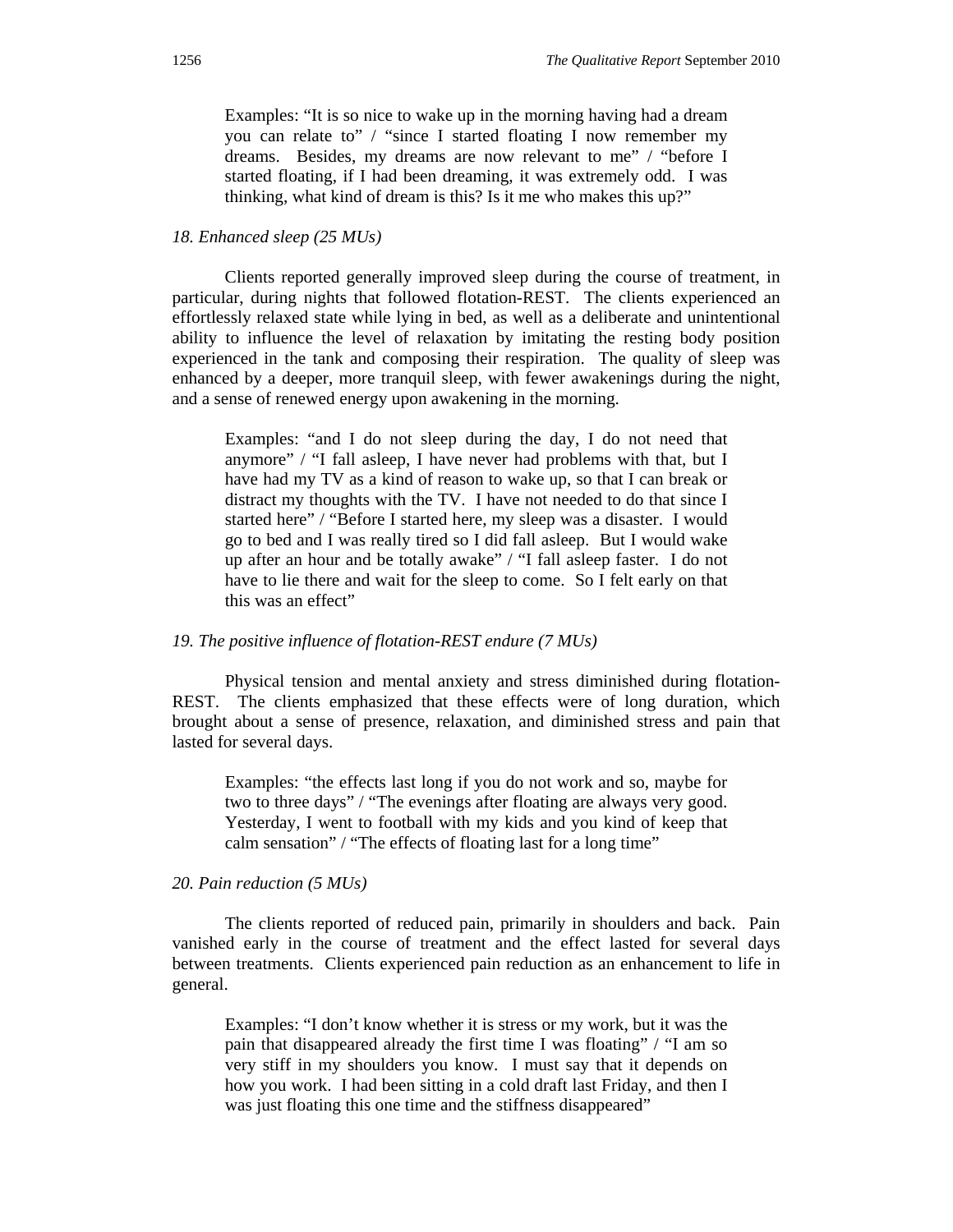Examples: "It is so nice to wake up in the morning having had a dream you can relate to" / "since I started floating I now remember my dreams. Besides, my dreams are now relevant to me" / "before I started floating, if I had been dreaming, it was extremely odd. I was thinking, what kind of dream is this? Is it me who makes this up?"

*18. Enhanced sleep (25 MUs)*

Clients reported generally improved sleep during the course of treatment, in particular, during nights that followed flotation-REST. The clients experienced an effortlessly relaxed state while lying in bed, as well as a deliberate and unintentional ability to influence the level of relaxation by imitating the resting body position experienced in the tank and composing their respiration. The quality of sleep was enhanced by a deeper, more tranquil sleep, with fewer awakenings during the night, and a sense of renewed energy upon awakening in the morning.

Examples: "and I do not sleep during the day, I do not need that anymore" / "I fall asleep, I have never had problems with that, but I have had my TV as a kind of reason to wake up, so that I can break or distract my thoughts with the TV. I have not needed to do that since I started here" / "Before I started here, my sleep was a disaster. I would go to bed and I was really tired so I did fall asleep. But I would wake up after an hour and be totally awake" / "I fall asleep faster. I do not have to lie there and wait for the sleep to come. So I felt early on that this was an effect"

*19. The positive influence of flotation-REST endure (7 MUs)*

Physical tension and mental anxiety and stress diminished during flotation-REST. The clients emphasized that these effects were of long duration, which brought about a sense of presence, relaxation, and diminished stress and pain that lasted for several days.

Examples: "the effects last long if you do not work and so, maybe for two to three days" / "The evenings after floating are always very good. Yesterday, I went to football with my kids and you kind of keep that calm sensation" / "The effects of floating last for a long time"

*20. Pain reduction (5 MUs)*

The clients reported of reduced pain, primarily in shoulders and back. Pain vanished early in the course of treatment and the effect lasted for several days between treatments. Clients experienced pain reduction as an enhancement to life in general.

Examples: "I don't know whether it is stress or my work, but it was the pain that disappeared already the first time I was floating" / "I am so very stiff in my shoulders you know. I must say that it depends on how you work. I had been sitting in a cold draft last Friday, and then I was just floating this one time and the stiffness disappeared"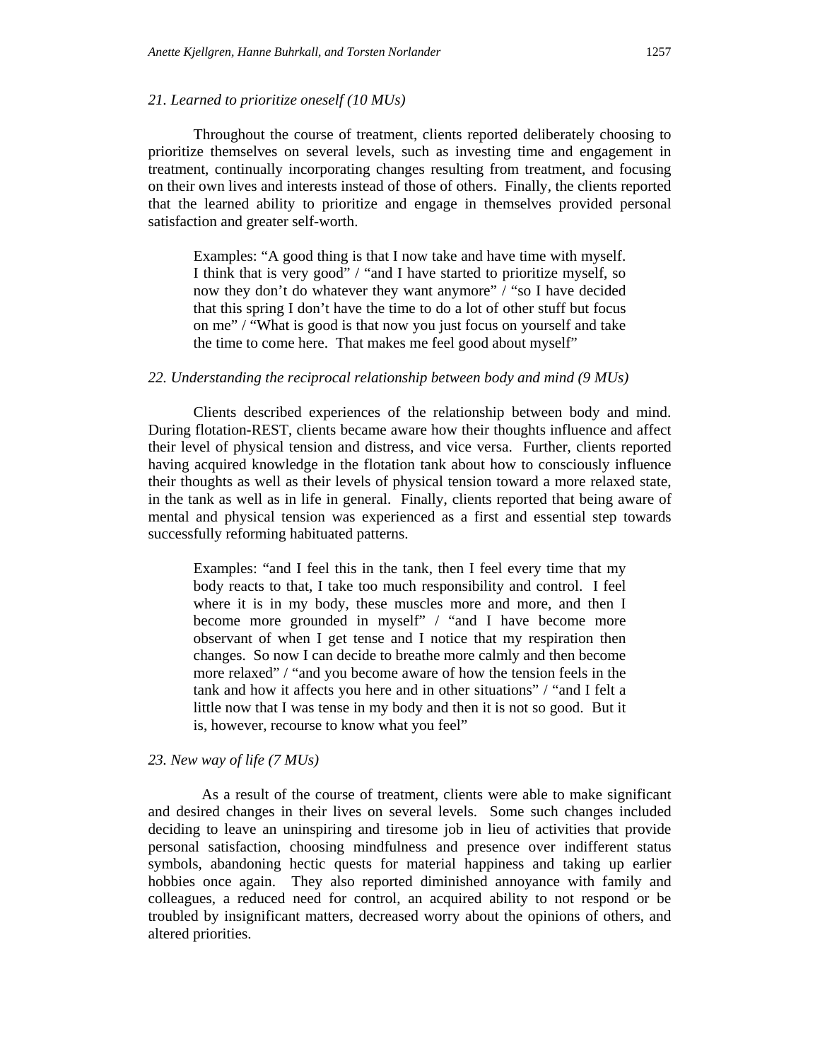*21. Learned to prioritize oneself (10 MUs)*

Throughout the course of treatment, clients reported deliberately choosing to prioritize themselves on several levels, such as investing time and engagement in treatment, continually incorporating changes resulting from treatment, and focusing on their own lives and interests instead of those of others. Finally, the clients reported that the learned ability to prioritize and engage in themselves provided personal satisfaction and greater self-worth.

> Examples: "A good thing is that I now take and have time with myself. I think that is very good" / "and I have started to prioritize myself, so now they don't do whatever they want anymore" / "so I have decided that this spring I don't have the time to do a lot of other stuff but focus on me" / "What is good is that now you just focus on yourself and take the time to come here. That makes me feel good about myself"

*22. Understanding the reciprocal relationship between body and mind (9 MUs)*

Clients described experiences of the relationship between body and mind. During flotation-REST, clients became aware how their thoughts influence and affect their level of physical tension and distress, and vice versa. Further, clients reported having acquired knowledge in the flotation tank about how to consciously influence their thoughts as well as their levels of physical tension toward a more relaxed state, in the tank as well as in life in general. Finally, clients reported that being aware of mental and physical tension was experienced as a first and essential step towards successfully reforming habituated patterns.

> Examples: "and I feel this in the tank, then I feel every time that my body reacts to that, I take too much responsibility and control. I feel where it is in my body, these muscles more and more, and then I become more grounded in myself" / "and I have become more observant of when I get tense and I notice that my respiration then changes. So now I can decide to breathe more calmly and then become more relaxed" / "and you become aware of how the tension feels in the tank and how it affects you here and in other situations" / "and I felt a little now that I was tense in my body and then it is not so good. But it is, however, recourse to know what you feel"

*23. New way of life (7 MUs)*

As a result of the course of treatment, clients were able to make significant and desired changes in their lives on several levels. Some such changes included deciding to leave an uninspiring and tiresome job in lieu of activities that provide personal satisfaction, choosing mindfulness and presence over indifferent status symbols, abandoning hectic quests for material happiness and taking up earlier hobbies once again. They also reported diminished annoyance with family and colleagues, a reduced need for control, an acquired ability to not respond or be troubled by insignificant matters, decreased worry about the opinions of others, and altered priorities.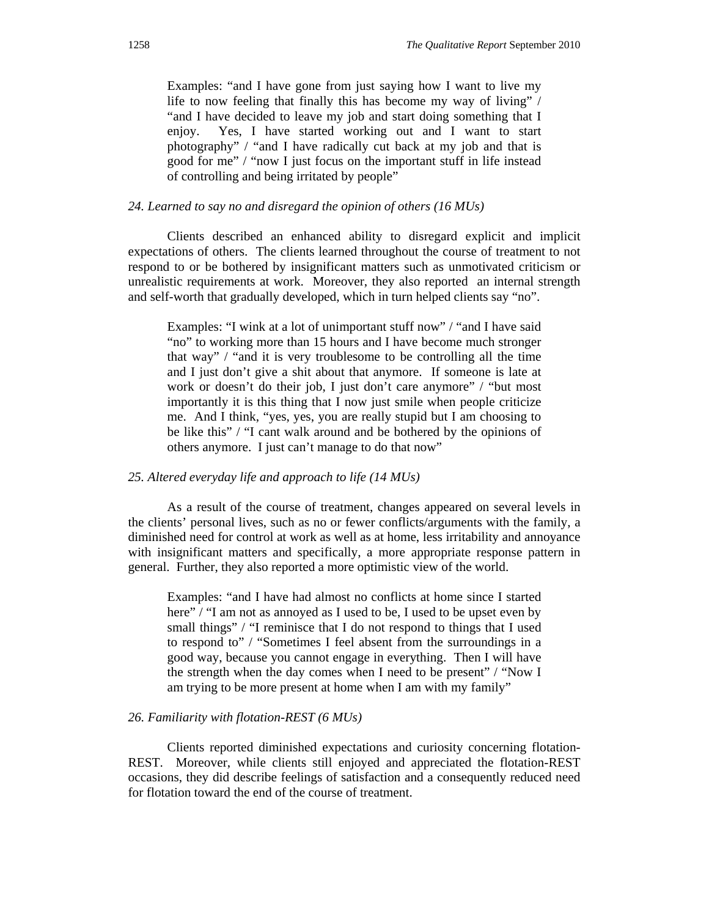Examples: "and I have gone from just saying how I want to live my life to now feeling that finally this has become my way of living" / "and I have decided to leave my job and start doing something that I enjoy. Yes, I have started working out and I want to start photography" / "and I have radically cut back at my job and that is good for me" / "now I just focus on the important stuff in life instead of controlling and being irritated by people"

*24. Learned to say no and disregard the opinion of others (16 MUs)*

Clients described an enhanced ability to disregard explicit and implicit expectations of others. The clients learned throughout the course of treatment to not respond to or be bothered by insignificant matters such as unmotivated criticism or unrealistic requirements at work. Moreover, they also reported an internal strength and self-worth that gradually developed, which in turn helped clients say "no".

Examples: "I wink at a lot of unimportant stuff now" / "and I have said "no" to working more than 15 hours and I have become much stronger that way" / "and it is very troublesome to be controlling all the time and I just don't give a shit about that anymore. If someone is late at work or doesn't do their job, I just don't care anymore" / "but most importantly it is this thing that I now just smile when people criticize me. And I think, "yes, yes, you are really stupid but I am choosing to be like this" / "I cant walk around and be bothered by the opinions of others anymore. I just can't manage to do that now"

*25. Altered everyday life and approach to life (14 MUs)*

As a result of the course of treatment, changes appeared on several levels in the clients' personal lives, such as no or fewer conflicts/arguments with the family, a diminished need for control at work as well as at home, less irritability and annoyance with insignificant matters and specifically, a more appropriate response pattern in general. Further, they also reported a more optimistic view of the world.

Examples: "and I have had almost no conflicts at home since I started here" / "I am not as annoyed as I used to be, I used to be upset even by small things" / "I reminisce that I do not respond to things that I used to respond to" / "Sometimes I feel absent from the surroundings in a good way, because you cannot engage in everything. Then I will have the strength when the day comes when I need to be present" / "Now I am trying to be more present at home when I am with my family"

*26. Familiarity with flotation-REST (6 MUs)*

Clients reported diminished expectations and curiosity concerning flotation-REST. Moreover, while clients still enjoyed and appreciated the flotation-REST occasions, they did describe feelings of satisfaction and a consequently reduced need for flotation toward the end of the course of treatment.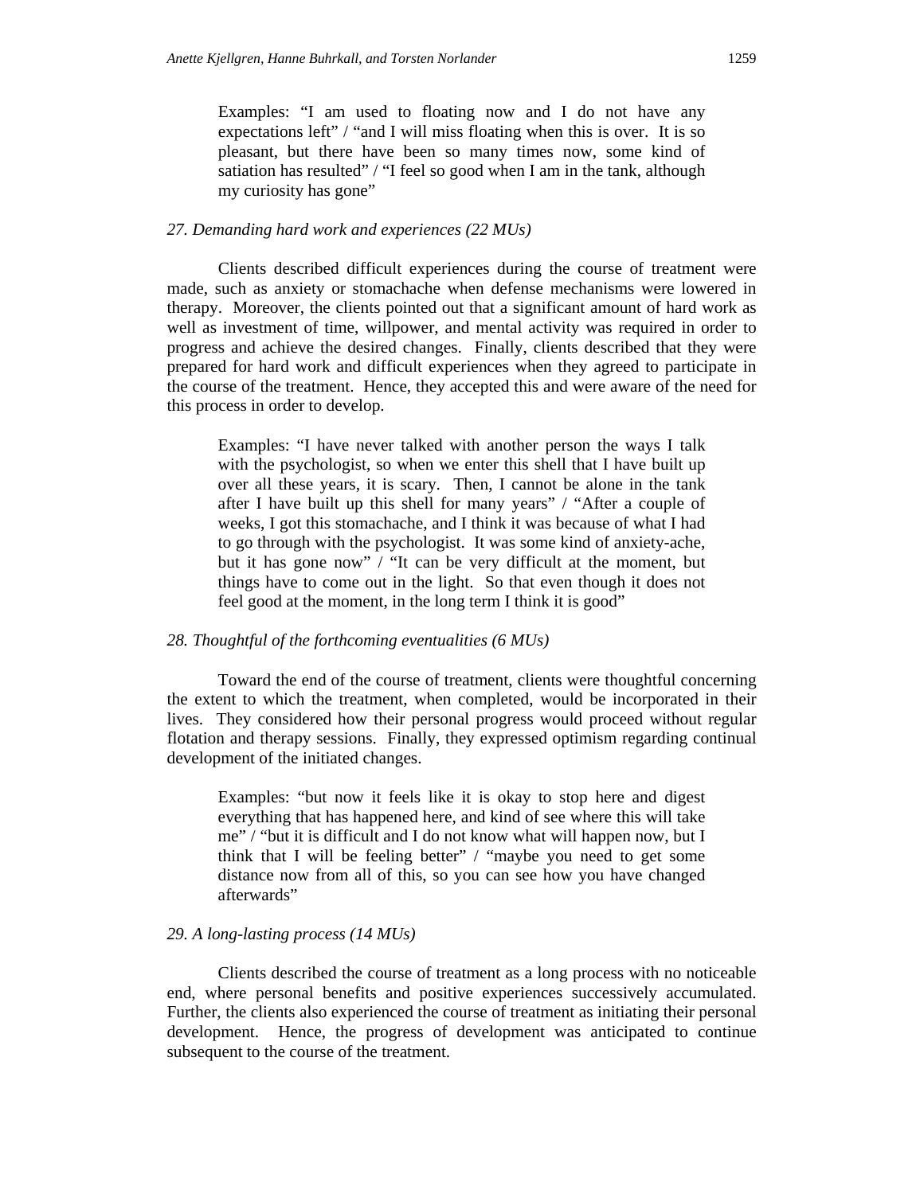Examples: "I am used to floating now and I do not have any expectations left" / "and I will miss floating when this is over. It is so pleasant, but there have been so many times now, some kind of satiation has resulted" / "I feel so good when I am in the tank, although my curiosity has gone"

*27. Demanding hard work and experiences (22 MUs)*

Clients described difficult experiences during the course of treatment were made, such as anxiety or stomachache when defense mechanisms were lowered in therapy. Moreover, the clients pointed out that a significant amount of hard work as well as investment of time, willpower, and mental activity was required in order to progress and achieve the desired changes. Finally, clients described that they were prepared for hard work and difficult experiences when they agreed to participate in the course of the treatment. Hence, they accepted this and were aware of the need for this process in order to develop.

Examples: "I have never talked with another person the ways I talk with the psychologist, so when we enter this shell that I have built up over all these years, it is scary. Then, I cannot be alone in the tank after I have built up this shell for many years" / "After a couple of weeks, I got this stomachache, and I think it was because of what I had to go through with the psychologist. It was some kind of anxiety-ache, but it has gone now" / "It can be very difficult at the moment, but things have to come out in the light. So that even though it does not feel good at the moment, in the long term I think it is good"

*28. Thoughtful of the forthcoming eventualities (6 MUs)*

Toward the end of the course of treatment, clients were thoughtful concerning the extent to which the treatment, when completed, would be incorporated in their lives. They considered how their personal progress would proceed without regular flotation and therapy sessions. Finally, they expressed optimism regarding continual development of the initiated changes.

Examples: "but now it feels like it is okay to stop here and digest everything that has happened here, and kind of see where this will take me" / "but it is difficult and I do not know what will happen now, but I think that I will be feeling better" / "maybe you need to get some distance now from all of this, so you can see how you have changed afterwards"

*29. A long-lasting process (14 MUs)*

Clients described the course of treatment as a long process with no noticeable end, where personal benefits and positive experiences successively accumulated. Further, the clients also experienced the course of treatment as initiating their personal development. Hence, the progress of development was anticipated to continue subsequent to the course of the treatment.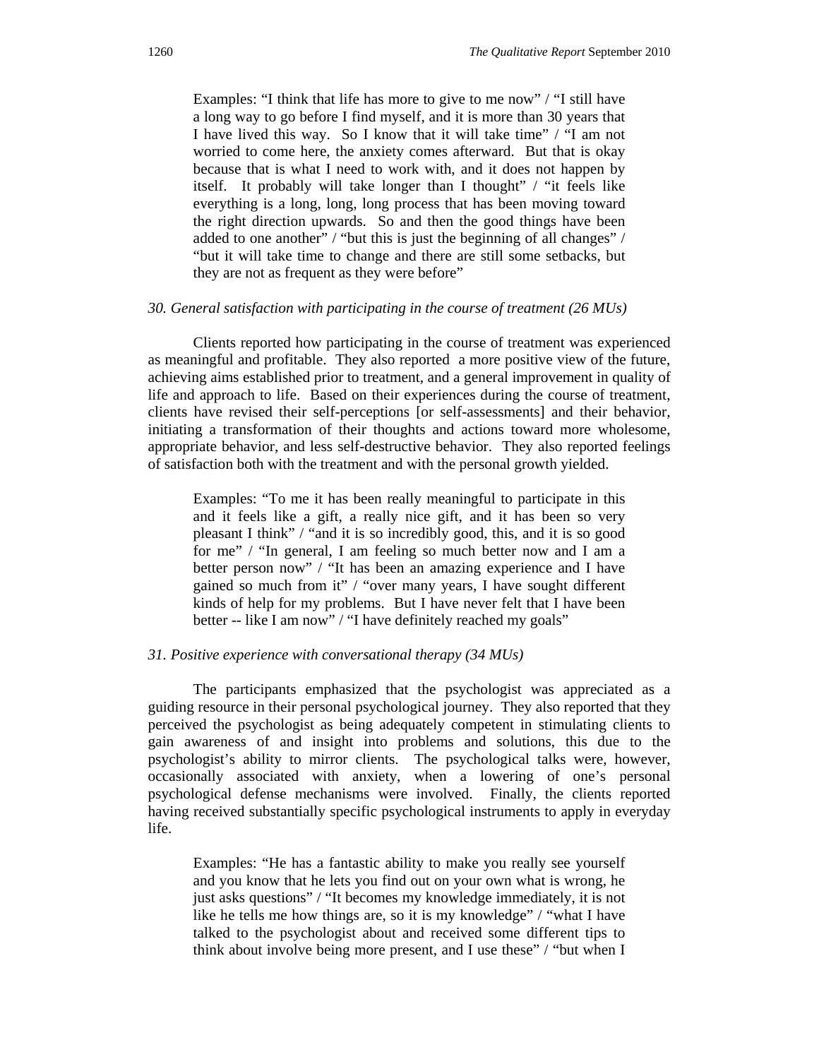> Examples: "I think that life has more to give to me now" / "I still have a long way to go before I find myself, and it is more than 30 years that I have lived this way. So I know that it will take time" / "I am not worried to come here, the anxiety comes afterward. But that is okay because that is what I need to work with, and it does not happen by itself. It probably will take longer than I thought" / "it feels like everything is a long, long, long process that has been moving toward the right direction upwards. So and then the good things have been added to one another" / "but this is just the beginning of all changes" / "but it will take time to change and there are still some setbacks, but they are not as frequent as they were before"

*30. General satisfaction with participating in the course of treatment (26 MUs)*

Clients reported how participating in the course of treatment was experienced as meaningful and profitable. They also reported a more positive view of the future, achieving aims established prior to treatment, and a general improvement in quality of life and approach to life. Based on their experiences during the course of treatment, clients have revised their self-perceptions [or self-assessments] and their behavior, initiating a transformation of their thoughts and actions toward more wholesome, appropriate behavior, and less self-destructive behavior. They also reported feelings of satisfaction both with the treatment and with the personal growth yielded.

> Examples: "To me it has been really meaningful to participate in this and it feels like a gift, a really nice gift, and it has been so very pleasant I think" / "and it is so incredibly good, this, and it is so good for me" / "In general, I am feeling so much better now and I am a better person now" / "It has been an amazing experience and I have gained so much from it" / "over many years, I have sought different kinds of help for my problems. But I have never felt that I have been better -- like I am now" / "I have definitely reached my goals"

*31. Positive experience with conversational therapy (34 MUs)*

The participants emphasized that the psychologist was appreciated as a guiding resource in their personal psychological journey. They also reported that they perceived the psychologist as being adequately competent in stimulating clients to gain awareness of and insight into problems and solutions, this due to the psychologist's ability to mirror clients. The psychological talks were, however, occasionally associated with anxiety, when a lowering of one's personal psychological defense mechanisms were involved. Finally, the clients reported having received substantially specific psychological instruments to apply in everyday life.

> Examples: "He has a fantastic ability to make you really see yourself and you know that he lets you find out on your own what is wrong, he just asks questions" / "It becomes my knowledge immediately, it is not like he tells me how things are, so it is my knowledge" / "what I have talked to the psychologist about and received some different tips to think about involve being more present, and I use these" / "but when I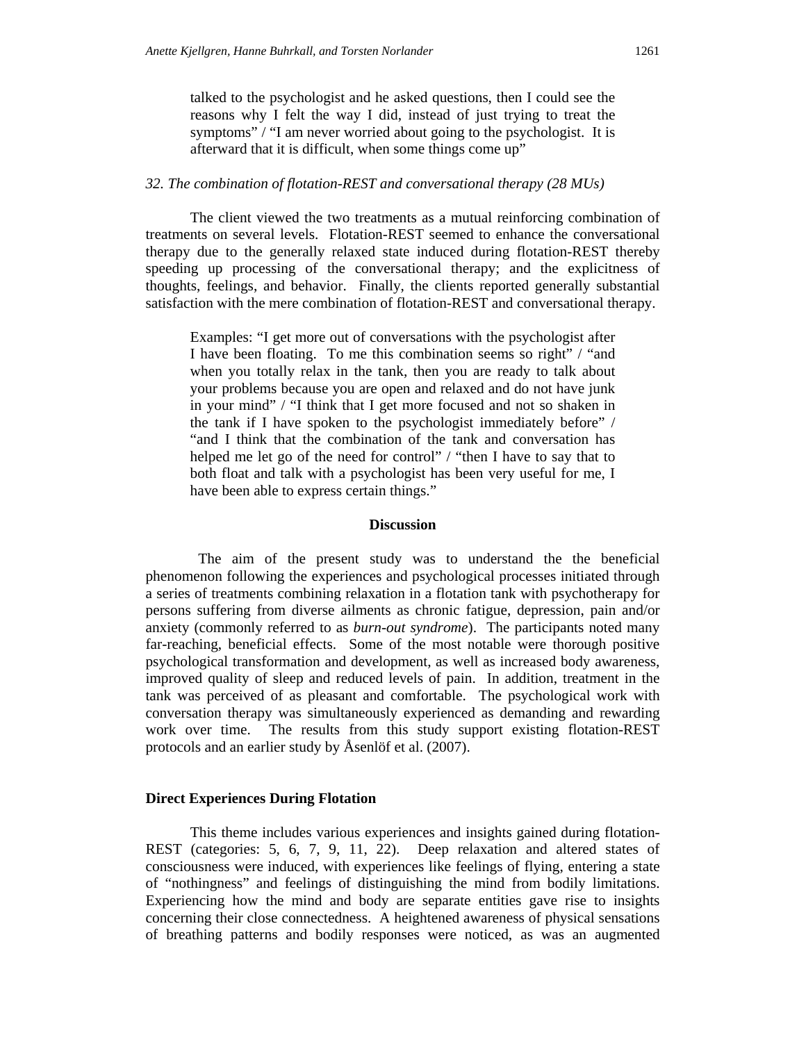> talked to the psychologist and he asked questions, then I could see the reasons why I felt the way I did, instead of just trying to treat the symptoms" / "I am never worried about going to the psychologist. It is afterward that it is difficult, when some things come up"

*32. The combination of flotation-REST and conversational therapy (28 MUs)*

The client viewed the two treatments as a mutual reinforcing combination of treatments on several levels. Flotation-REST seemed to enhance the conversational therapy due to the generally relaxed state induced during flotation-REST thereby speeding up processing of the conversational therapy; and the explicitness of thoughts, feelings, and behavior. Finally, the clients reported generally substantial satisfaction with the mere combination of flotation-REST and conversational therapy.

> Examples: "I get more out of conversations with the psychologist after I have been floating. To me this combination seems so right" / "and when you totally relax in the tank, then you are ready to talk about your problems because you are open and relaxed and do not have junk in your mind" / "I think that I get more focused and not so shaken in the tank if I have spoken to the psychologist immediately before" / "and I think that the combination of the tank and conversation has helped me let go of the need for control" / "then I have to say that to both float and talk with a psychologist has been very useful for me, I have been able to express certain things."

## Discussion

The aim of the present study was to understand the the beneficial phenomenon following the experiences and psychological processes initiated through a series of treatments combining relaxation in a flotation tank with psychotherapy for persons suffering from diverse ailments as chronic fatigue, depression, pain and/or anxiety (commonly referred to as *burn-out syndrome*). The participants noted many far-reaching, beneficial effects. Some of the most notable were thorough positive psychological transformation and development, as well as increased body awareness, improved quality of sleep and reduced levels of pain. In addition, treatment in the tank was perceived of as pleasant and comfortable. The psychological work with conversation therapy was simultaneously experienced as demanding and rewarding work over time. The results from this study support existing flotation-REST protocols and an earlier study by Åsenlöf et al. (2007).

### Direct Experiences During Flotation

This theme includes various experiences and insights gained during flotation-REST (categories: 5, 6, 7, 9, 11, 22). Deep relaxation and altered states of consciousness were induced, with experiences like feelings of flying, entering a state of "nothingness" and feelings of distinguishing the mind from bodily limitations. Experiencing how the mind and body are separate entities gave rise to insights concerning their close connectedness. A heightened awareness of physical sensations of breathing patterns and bodily responses were noticed, as was an augmented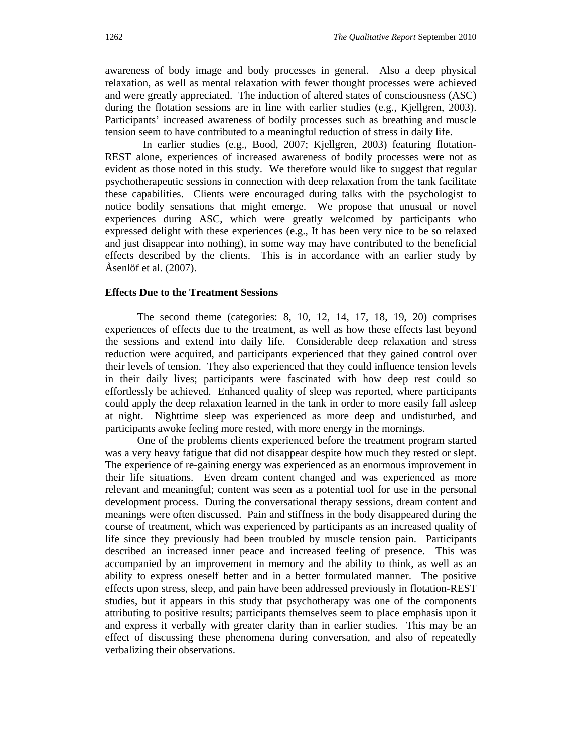awareness of body image and body processes in general. Also a deep physical relaxation, as well as mental relaxation with fewer thought processes were achieved and were greatly appreciated. The induction of altered states of consciousness (ASC) during the flotation sessions are in line with earlier studies (e.g., Kjellgren, 2003). Participants' increased awareness of bodily processes such as breathing and muscle tension seem to have contributed to a meaningful reduction of stress in daily life.

In earlier studies (e.g., Bood, 2007; Kjellgren, 2003) featuring flotation-REST alone, experiences of increased awareness of bodily processes were not as evident as those noted in this study. We therefore would like to suggest that regular psychotherapeutic sessions in connection with deep relaxation from the tank facilitate these capabilities. Clients were encouraged during talks with the psychologist to notice bodily sensations that might emerge. We propose that unusual or novel experiences during ASC, which were greatly welcomed by participants who expressed delight with these experiences (e.g., It has been very nice to be so relaxed and just disappear into nothing), in some way may have contributed to the beneficial effects described by the clients. This is in accordance with an earlier study by Åsenlöf et al. (2007).

### Effects Due to the Treatment Sessions

The second theme (categories: 8, 10, 12, 14, 17, 18, 19, 20) comprises experiences of effects due to the treatment, as well as how these effects last beyond the sessions and extend into daily life. Considerable deep relaxation and stress reduction were acquired, and participants experienced that they gained control over their levels of tension. They also experienced that they could influence tension levels in their daily lives; participants were fascinated with how deep rest could so effortlessly be achieved. Enhanced quality of sleep was reported, where participants could apply the deep relaxation learned in the tank in order to more easily fall asleep at night. Nighttime sleep was experienced as more deep and undisturbed, and participants awoke feeling more rested, with more energy in the mornings.

One of the problems clients experienced before the treatment program started was a very heavy fatigue that did not disappear despite how much they rested or slept. The experience of re-gaining energy was experienced as an enormous improvement in their life situations. Even dream content changed and was experienced as more relevant and meaningful; content was seen as a potential tool for use in the personal development process. During the conversational therapy sessions, dream content and meanings were often discussed. Pain and stiffness in the body disappeared during the course of treatment, which was experienced by participants as an increased quality of life since they previously had been troubled by muscle tension pain. Participants described an increased inner peace and increased feeling of presence. This was accompanied by an improvement in memory and the ability to think, as well as an ability to express oneself better and in a better formulated manner. The positive effects upon stress, sleep, and pain have been addressed previously in flotation-REST studies, but it appears in this study that psychotherapy was one of the components attributing to positive results; participants themselves seem to place emphasis upon it and express it verbally with greater clarity than in earlier studies. This may be an effect of discussing these phenomena during conversation, and also of repeatedly verbalizing their observations.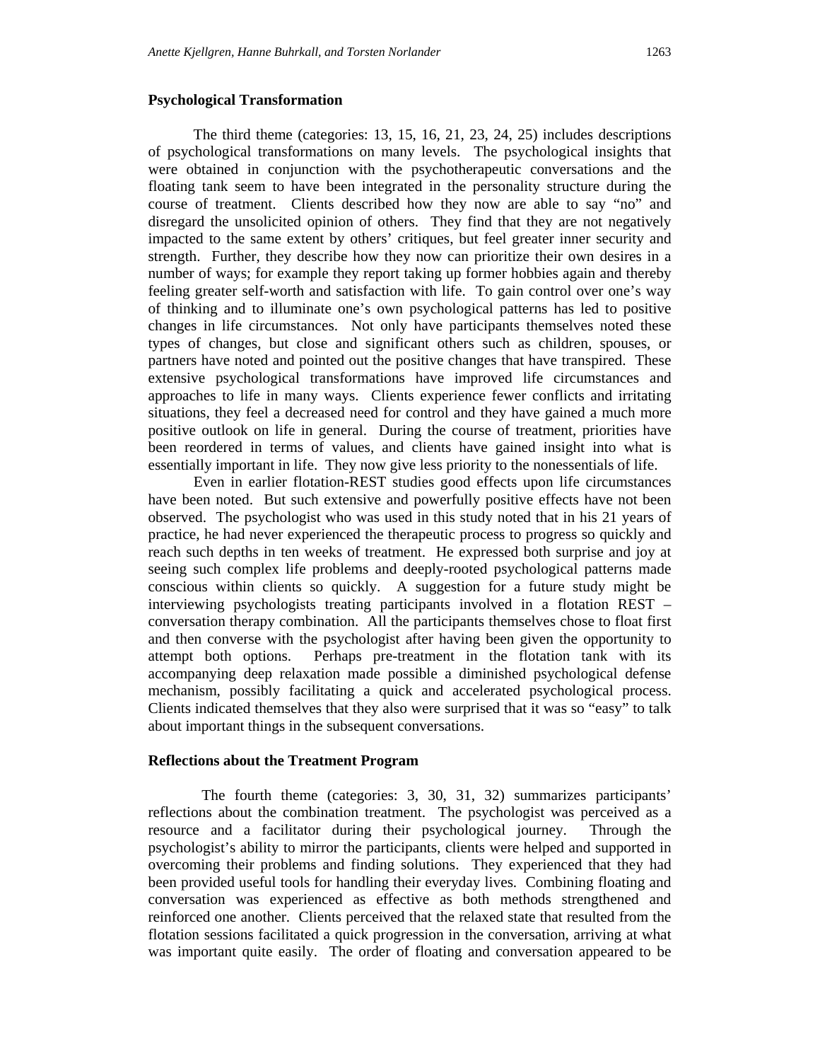## Psychological Transformation

The third theme (categories: 13, 15, 16, 21, 23, 24, 25) includes descriptions of psychological transformations on many levels. The psychological insights that were obtained in conjunction with the psychotherapeutic conversations and the floating tank seem to have been integrated in the personality structure during the course of treatment. Clients described how they now are able to say "no" and disregard the unsolicited opinion of others. They find that they are not negatively impacted to the same extent by others' critiques, but feel greater inner security and strength. Further, they describe how they now can prioritize their own desires in a number of ways; for example they report taking up former hobbies again and thereby feeling greater self-worth and satisfaction with life. To gain control over one's way of thinking and to illuminate one's own psychological patterns has led to positive changes in life circumstances. Not only have participants themselves noted these types of changes, but close and significant others such as children, spouses, or partners have noted and pointed out the positive changes that have transpired. These extensive psychological transformations have improved life circumstances and approaches to life in many ways. Clients experience fewer conflicts and irritating situations, they feel a decreased need for control and they have gained a much more positive outlook on life in general. During the course of treatment, priorities have been reordered in terms of values, and clients have gained insight into what is essentially important in life. They now give less priority to the nonessentials of life.

Even in earlier flotation-REST studies good effects upon life circumstances have been noted. But such extensive and powerfully positive effects have not been observed. The psychologist who was used in this study noted that in his 21 years of practice, he had never experienced the therapeutic process to progress so quickly and reach such depths in ten weeks of treatment. He expressed both surprise and joy at seeing such complex life problems and deeply-rooted psychological patterns made conscious within clients so quickly. A suggestion for a future study might be interviewing psychologists treating participants involved in a flotation REST – conversation therapy combination. All the participants themselves chose to float first and then converse with the psychologist after having been given the opportunity to attempt both options. Perhaps pre-treatment in the flotation tank with its accompanying deep relaxation made possible a diminished psychological defense mechanism, possibly facilitating a quick and accelerated psychological process. Clients indicated themselves that they also were surprised that it was so "easy" to talk about important things in the subsequent conversations.

## Reflections about the Treatment Program

The fourth theme (categories: 3, 30, 31, 32) summarizes participants' reflections about the combination treatment. The psychologist was perceived as a resource and a facilitator during their psychological journey. Through the psychologist's ability to mirror the participants, clients were helped and supported in overcoming their problems and finding solutions. They experienced that they had been provided useful tools for handling their everyday lives. Combining floating and conversation was experienced as effective as both methods strengthened and reinforced one another. Clients perceived that the relaxed state that resulted from the flotation sessions facilitated a quick progression in the conversation, arriving at what was important quite easily. The order of floating and conversation appeared to be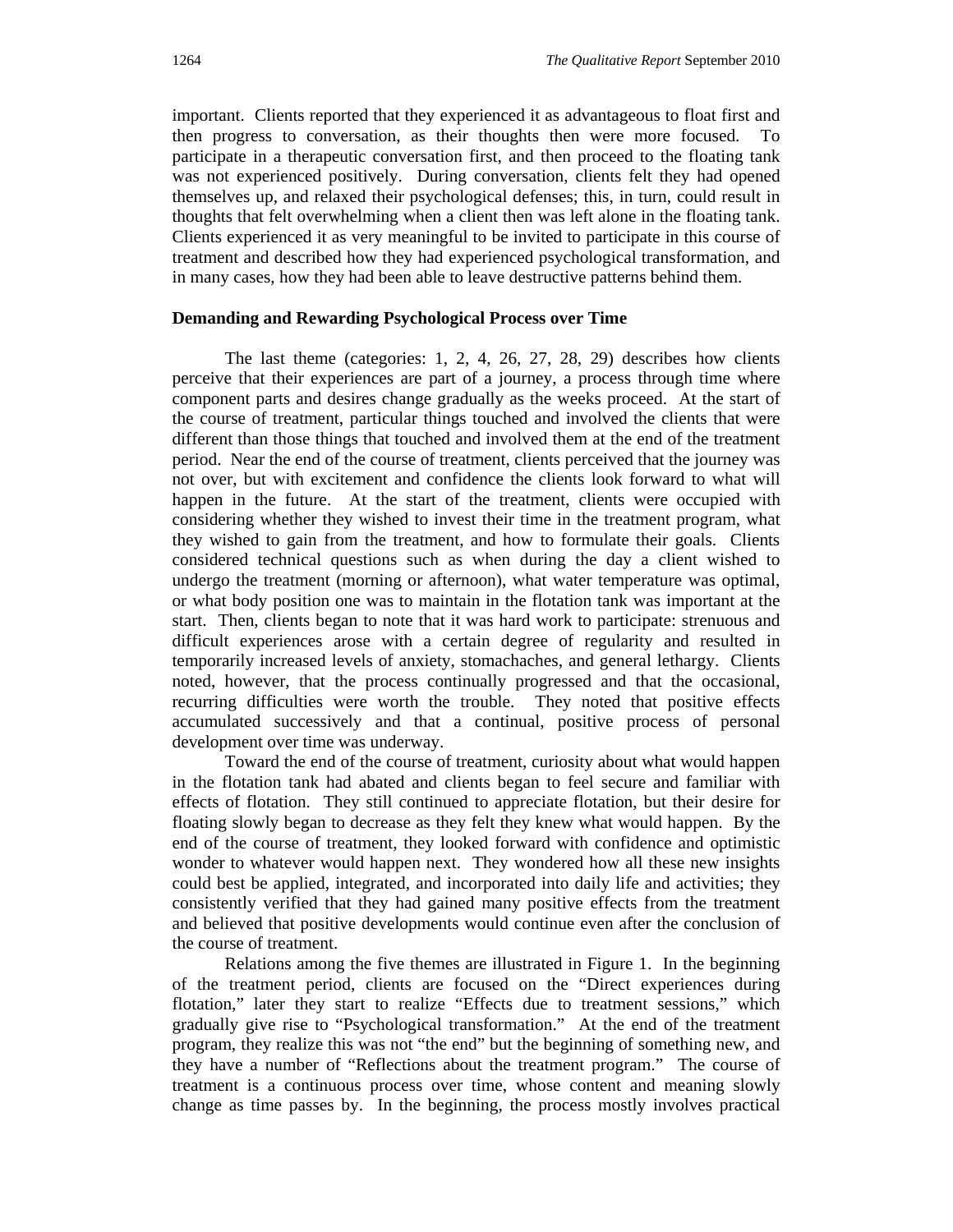important. Clients reported that they experienced it as advantageous to float first and then progress to conversation, as their thoughts then were more focused. To participate in a therapeutic conversation first, and then proceed to the floating tank was not experienced positively. During conversation, clients felt they had opened themselves up, and relaxed their psychological defenses; this, in turn, could result in thoughts that felt overwhelming when a client then was left alone in the floating tank. Clients experienced it as very meaningful to be invited to participate in this course of treatment and described how they had experienced psychological transformation, and in many cases, how they had been able to leave destructive patterns behind them.

**Demanding and Rewarding Psychological Process over Time**

The last theme (categories: 1, 2, 4, 26, 27, 28, 29) describes how clients perceive that their experiences are part of a journey, a process through time where component parts and desires change gradually as the weeks proceed. At the start of the course of treatment, particular things touched and involved the clients that were different than those things that touched and involved them at the end of the treatment period. Near the end of the course of treatment, clients perceived that the journey was not over, but with excitement and confidence the clients look forward to what will happen in the future. At the start of the treatment, clients were occupied with considering whether they wished to invest their time in the treatment program, what they wished to gain from the treatment, and how to formulate their goals. Clients considered technical questions such as when during the day a client wished to undergo the treatment (morning or afternoon), what water temperature was optimal, or what body position one was to maintain in the flotation tank was important at the start. Then, clients began to note that it was hard work to participate: strenuous and difficult experiences arose with a certain degree of regularity and resulted in temporarily increased levels of anxiety, stomachaches, and general lethargy. Clients noted, however, that the process continually progressed and that the occasional, recurring difficulties were worth the trouble. They noted that positive effects accumulated successively and that a continual, positive process of personal development over time was underway.

Toward the end of the course of treatment, curiosity about what would happen in the flotation tank had abated and clients began to feel secure and familiar with effects of flotation. They still continued to appreciate flotation, but their desire for floating slowly began to decrease as they felt they knew what would happen. By the end of the course of treatment, they looked forward with confidence and optimistic wonder to whatever would happen next. They wondered how all these new insights could best be applied, integrated, and incorporated into daily life and activities; they consistently verified that they had gained many positive effects from the treatment and believed that positive developments would continue even after the conclusion of the course of treatment.

Relations among the five themes are illustrated in Figure 1. In the beginning of the treatment period, clients are focused on the "Direct experiences during flotation," later they start to realize "Effects due to treatment sessions," which gradually give rise to "Psychological transformation." At the end of the treatment program, they realize this was not "the end" but the beginning of something new, and they have a number of "Reflections about the treatment program." The course of treatment is a continuous process over time, whose content and meaning slowly change as time passes by. In the beginning, the process mostly involves practical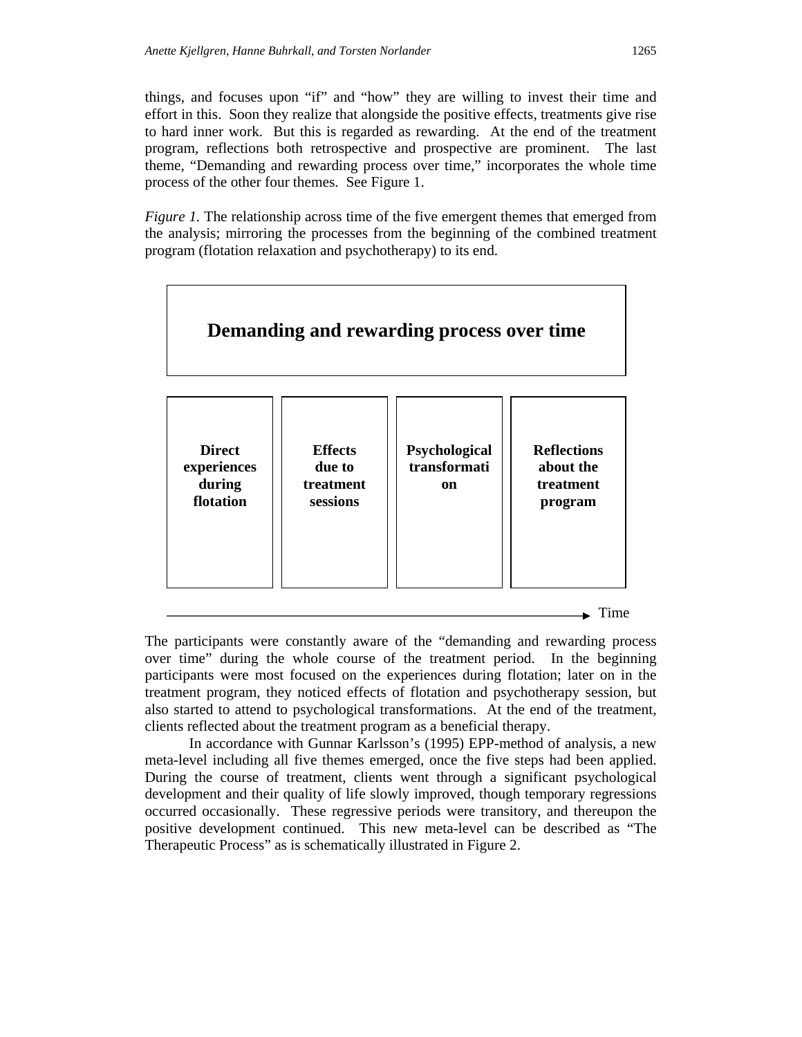things, and focuses upon "if" and "how" they are willing to invest their time and effort in this. Soon they realize that alongside the positive effects, treatments give rise to hard inner work. But this is regarded as rewarding. At the end of the treatment program, reflections both retrospective and prospective are prominent. The last theme, "Demanding and rewarding process over time," incorporates the whole time process of the other four themes. See Figure 1.

*Figure 1.* The relationship across time of the five emergent themes that emerged from the analysis; mirroring the processes from the beginning of the combined treatment program (flotation relaxation and psychotherapy) to its end.

**Demanding and rewarding process over time**

| **Direct experiences during flotation** | **Effects due to treatment sessions** | **Psychological transformation** | **Reflections about the treatment program** |
|---|---|---|---|

→ Time

The participants were constantly aware of the "demanding and rewarding process over time" during the whole course of the treatment period. In the beginning participants were most focused on the experiences during flotation; later on in the treatment program, they noticed effects of flotation and psychotherapy session, but also started to attend to psychological transformations. At the end of the treatment, clients reflected about the treatment program as a beneficial therapy.

In accordance with Gunnar Karlsson's (1995) EPP-method of analysis, a new meta-level including all five themes emerged, once the five steps had been applied. During the course of treatment, clients went through a significant psychological development and their quality of life slowly improved, though temporary regressions occurred occasionally. These regressive periods were transitory, and thereupon the positive development continued. This new meta-level can be described as "The Therapeutic Process" as is schematically illustrated in Figure 2.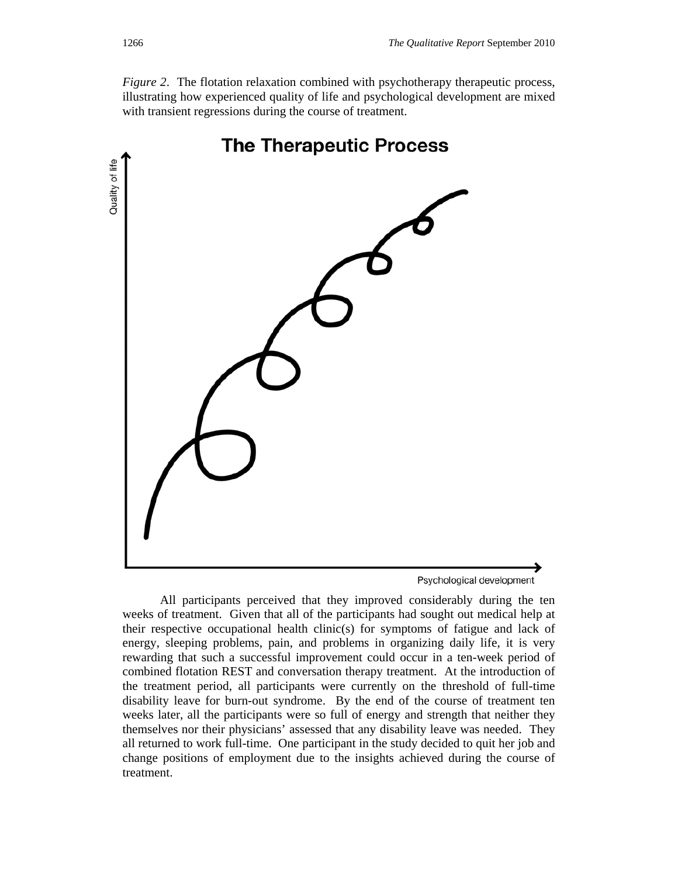*Figure 2*. The flotation relaxation combined with psychotherapy therapeutic process, illustrating how experienced quality of life and psychological development are mixed with transient regressions during the course of treatment.

All participants perceived that they improved considerably during the ten weeks of treatment. Given that all of the participants had sought out medical help at their respective occupational health clinic(s) for symptoms of fatigue and lack of energy, sleeping problems, pain, and problems in organizing daily life, it is very rewarding that such a successful improvement could occur in a ten-week period of combined flotation REST and conversation therapy treatment. At the introduction of the treatment period, all participants were currently on the threshold of full-time disability leave for burn-out syndrome. By the end of the course of treatment ten weeks later, all the participants were so full of energy and strength that neither they themselves nor their physicians' assessed that any disability leave was needed. They all returned to work full-time. One participant in the study decided to quit her job and change positions of employment due to the insights achieved during the course of treatment.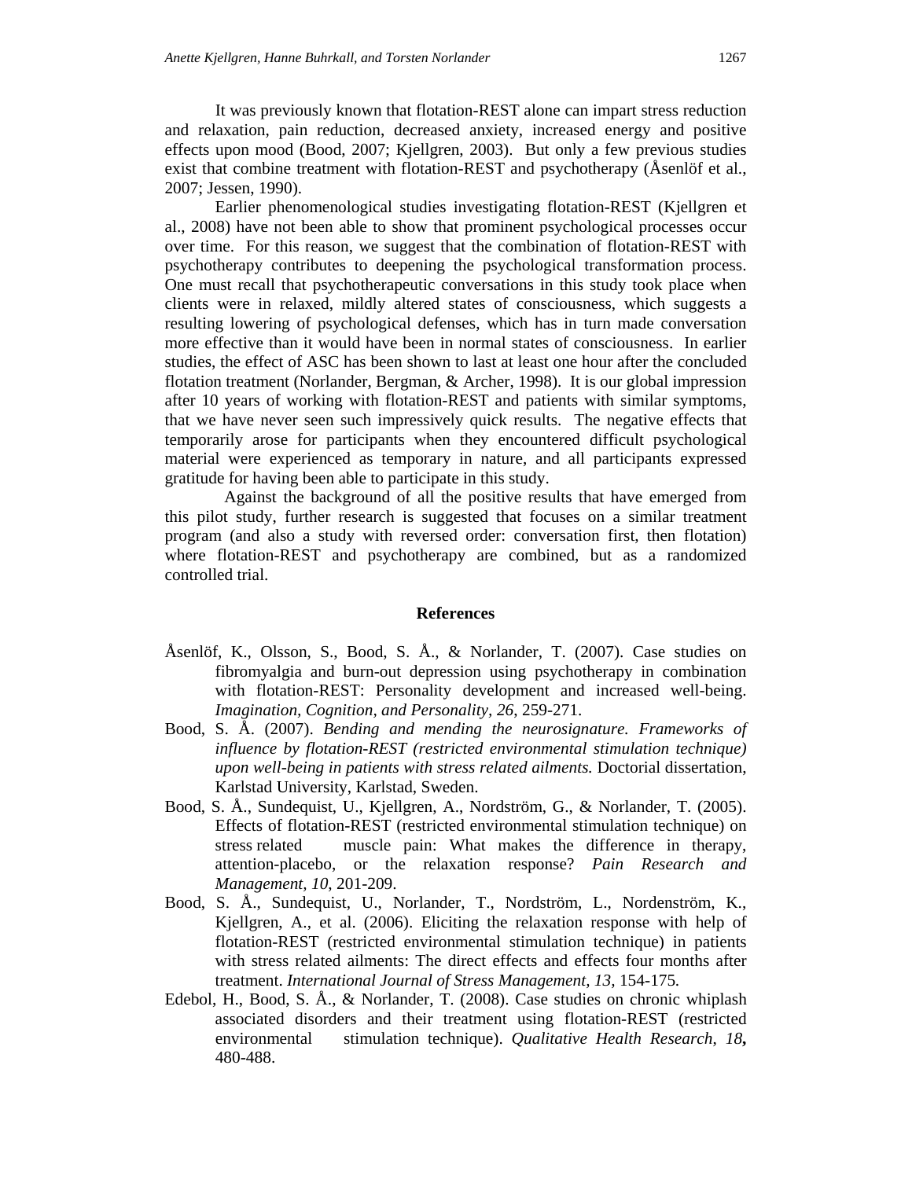It was previously known that flotation-REST alone can impart stress reduction and relaxation, pain reduction, decreased anxiety, increased energy and positive effects upon mood (Bood, 2007; Kjellgren, 2003). But only a few previous studies exist that combine treatment with flotation-REST and psychotherapy (Åsenlöf et al., 2007; Jessen, 1990).

Earlier phenomenological studies investigating flotation-REST (Kjellgren et al., 2008) have not been able to show that prominent psychological processes occur over time. For this reason, we suggest that the combination of flotation-REST with psychotherapy contributes to deepening the psychological transformation process. One must recall that psychotherapeutic conversations in this study took place when clients were in relaxed, mildly altered states of consciousness, which suggests a resulting lowering of psychological defenses, which has in turn made conversation more effective than it would have been in normal states of consciousness. In earlier studies, the effect of ASC has been shown to last at least one hour after the concluded flotation treatment (Norlander, Bergman, & Archer, 1998). It is our global impression after 10 years of working with flotation-REST and patients with similar symptoms, that we have never seen such impressively quick results. The negative effects that temporarily arose for participants when they encountered difficult psychological material were experienced as temporary in nature, and all participants expressed gratitude for having been able to participate in this study.

Against the background of all the positive results that have emerged from this pilot study, further research is suggested that focuses on a similar treatment program (and also a study with reversed order: conversation first, then flotation) where flotation-REST and psychotherapy are combined, but as a randomized controlled trial.

## References

Åsenlöf, K., Olsson, S., Bood, S. Å., & Norlander, T. (2007). Case studies on fibromyalgia and burn-out depression using psychotherapy in combination with flotation-REST: Personality development and increased well-being. *Imagination, Cognition, and Personality, 26*, 259-271.

Bood, S. Å. (2007). *Bending and mending the neurosignature. Frameworks of influence by flotation-REST (restricted environmental stimulation technique) upon well-being in patients with stress related ailments.* Doctorial dissertation, Karlstad University, Karlstad, Sweden.

Bood, S. Å., Sundequist, U., Kjellgren, A., Nordström, G., & Norlander, T. (2005). Effects of flotation-REST (restricted environmental stimulation technique) on stress related muscle pain: What makes the difference in therapy, attention-placebo, or the relaxation response? *Pain Research and Management, 10*, 201-209.

Bood, S. Å., Sundequist, U., Norlander, T., Nordström, L., Nordenström, K., Kjellgren, A., et al. (2006). Eliciting the relaxation response with help of flotation-REST (restricted environmental stimulation technique) in patients with stress related ailments: The direct effects and effects four months after treatment. *International Journal of Stress Management, 13*, 154-175.

Edebol, H., Bood, S. Å., & Norlander, T. (2008). Case studies on chronic whiplash associated disorders and their treatment using flotation-REST (restricted environmental stimulation technique). *Qualitative Health Research, 18***,** 480-488.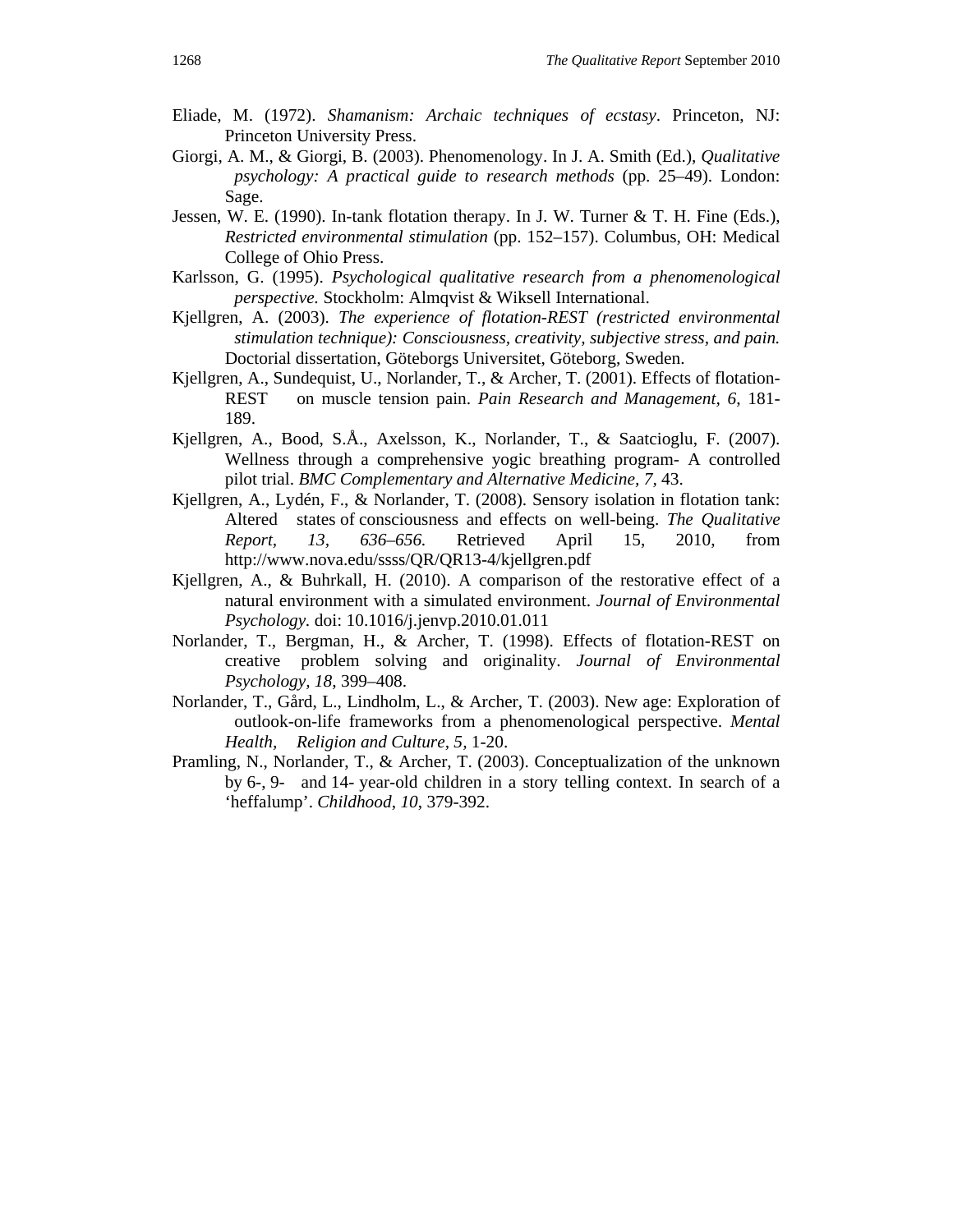Eliade, M. (1972). *Shamanism: Archaic techniques of ecstasy*. Princeton, NJ: Princeton University Press.

Giorgi, A. M., & Giorgi, B. (2003). Phenomenology. In J. A. Smith (Ed.), *Qualitative psychology: A practical guide to research methods* (pp. 25–49). London: Sage.

Jessen, W. E. (1990). In-tank flotation therapy. In J. W. Turner & T. H. Fine (Eds.), *Restricted environmental stimulation* (pp. 152–157). Columbus, OH: Medical College of Ohio Press.

Karlsson, G. (1995). *Psychological qualitative research from a phenomenological perspective.* Stockholm: Almqvist & Wiksell International.

Kjellgren, A. (2003). *The experience of flotation-REST (restricted environmental stimulation technique): Consciousness, creativity, subjective stress, and pain.* Doctorial dissertation, Göteborgs Universitet, Göteborg, Sweden.

Kjellgren, A., Sundequist, U., Norlander, T., & Archer, T. (2001). Effects of flotation-REST on muscle tension pain. *Pain Research and Management, 6*, 181-189.

Kjellgren, A., Bood, S.Å., Axelsson, K., Norlander, T., & Saatcioglu, F. (2007). Wellness through a comprehensive yogic breathing program- A controlled pilot trial. *BMC Complementary and Alternative Medicine, 7,* 43.

Kjellgren, A., Lydén, F., & Norlander, T. (2008). Sensory isolation in flotation tank: Altered states of consciousness and effects on well-being. *The Qualitative Report, 13, 636–656.* Retrieved April 15, 2010, from http://www.nova.edu/ssss/QR/QR13-4/kjellgren.pdf

Kjellgren, A., & Buhrkall, H. (2010). A comparison of the restorative effect of a natural environment with a simulated environment. *Journal of Environmental Psychology.* doi: 10.1016/j.jenvp.2010.01.011

Norlander, T., Bergman, H., & Archer, T. (1998). Effects of flotation-REST on creative problem solving and originality. *Journal of Environmental Psychology, 18*, 399–408.

Norlander, T., Gård, L., Lindholm, L., & Archer, T. (2003). New age: Exploration of outlook-on-life frameworks from a phenomenological perspective. *Mental Health, Religion and Culture, 5*, 1-20.

Pramling, N., Norlander, T., & Archer, T. (2003). Conceptualization of the unknown by 6-, 9- and 14- year-old children in a story telling context. In search of a 'heffalump'. *Childhood*, *10*, 379-392.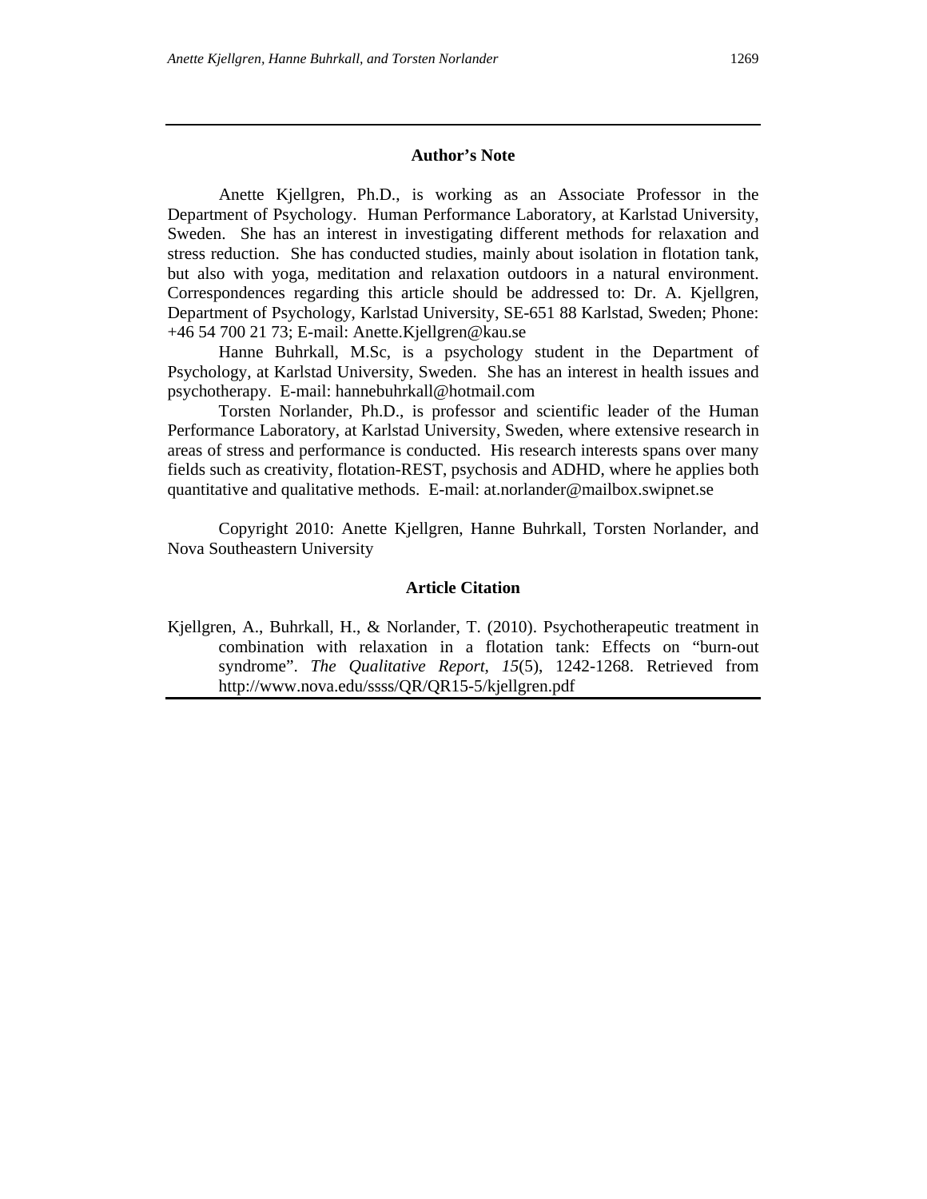## Author's Note

Anette Kjellgren, Ph.D., is working as an Associate Professor in the Department of Psychology. Human Performance Laboratory, at Karlstad University, Sweden. She has an interest in investigating different methods for relaxation and stress reduction. She has conducted studies, mainly about isolation in flotation tank, but also with yoga, meditation and relaxation outdoors in a natural environment. Correspondences regarding this article should be addressed to: Dr. A. Kjellgren, Department of Psychology, Karlstad University, SE-651 88 Karlstad, Sweden; Phone: +46 54 700 21 73; E-mail: Anette.Kjellgren@kau.se

Hanne Buhrkall, M.Sc, is a psychology student in the Department of Psychology, at Karlstad University, Sweden. She has an interest in health issues and psychotherapy. E-mail: hannebuhrkall@hotmail.com

Torsten Norlander, Ph.D., is professor and scientific leader of the Human Performance Laboratory, at Karlstad University, Sweden, where extensive research in areas of stress and performance is conducted. His research interests spans over many fields such as creativity, flotation-REST, psychosis and ADHD, where he applies both quantitative and qualitative methods. E-mail: at.norlander@mailbox.swipnet.se

Copyright 2010: Anette Kjellgren, Hanne Buhrkall, Torsten Norlander, and Nova Southeastern University

## Article Citation

Kjellgren, A., Buhrkall, H., & Norlander, T. (2010). Psychotherapeutic treatment in combination with relaxation in a flotation tank: Effects on "burn-out syndrome". *The Qualitative Report, 15*(5), 1242-1268. Retrieved from http://www.nova.edu/ssss/QR/QR15-5/kjellgren.pdf